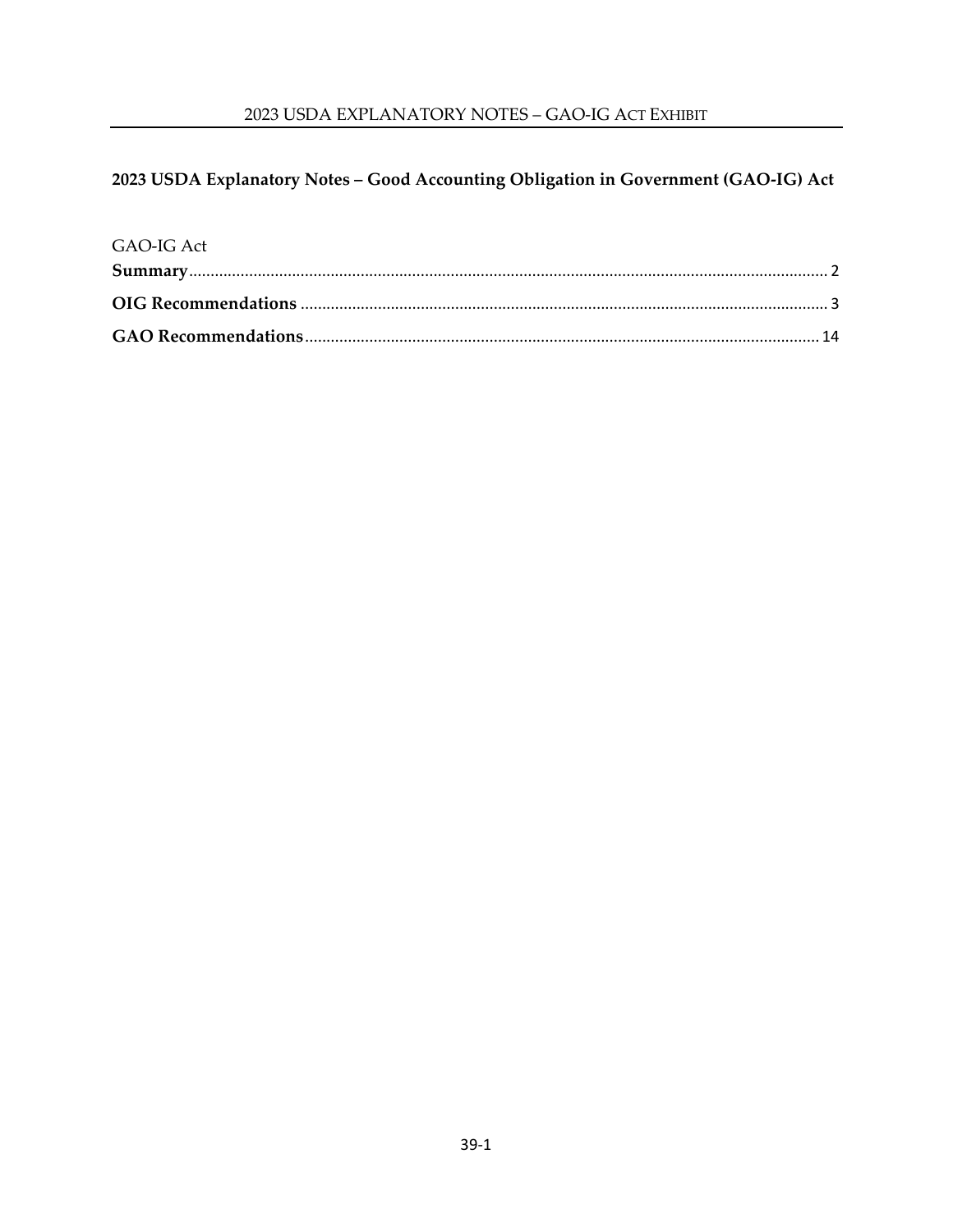# 2023 USDA Explanatory Notes – Good Accounting Obligation in Government (GAO-IG) Act

GAO-IG Act

**Summary** .......... 2

**OIG Recommendations** .......... 3

**GAO Recommendations** .......... 14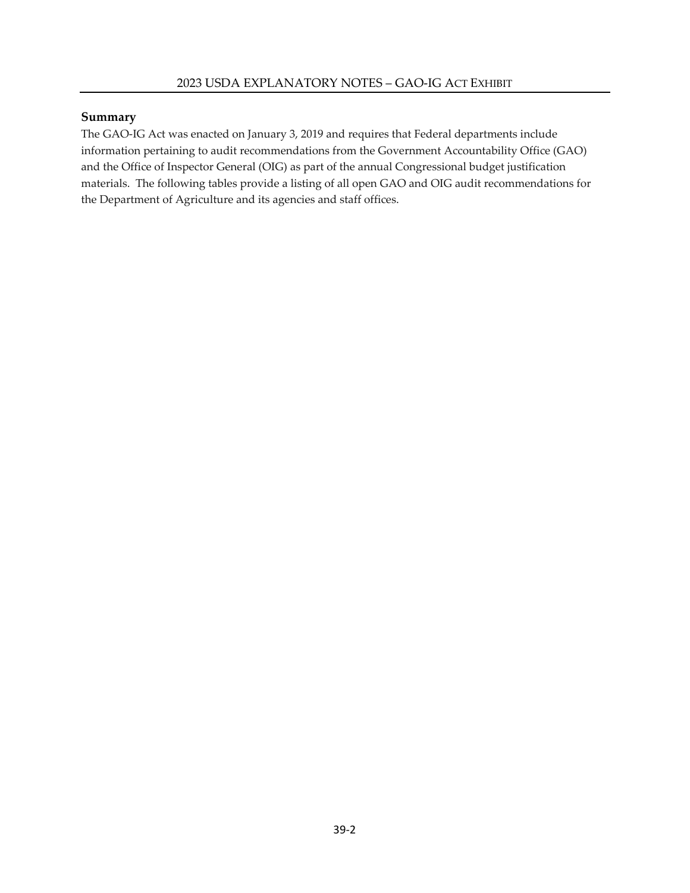## Summary

The GAO-IG Act was enacted on January 3, 2019 and requires that Federal departments include information pertaining to audit recommendations from the Government Accountability Office (GAO) and the Office of Inspector General (OIG) as part of the annual Congressional budget justification materials. The following tables provide a listing of all open GAO and OIG audit recommendations for the Department of Agriculture and its agencies and staff offices.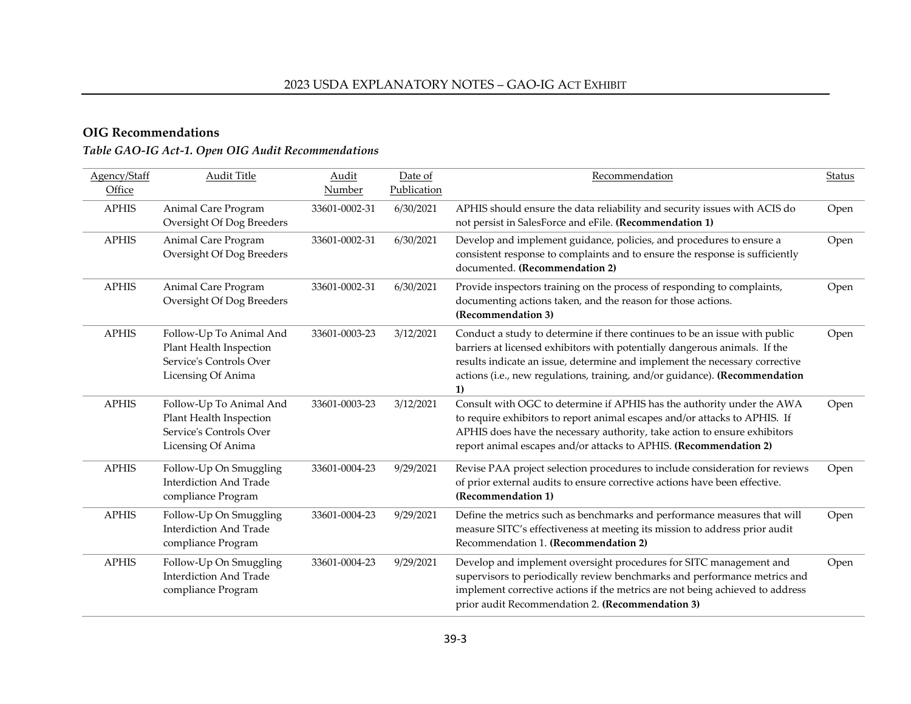## OIG Recommendations

### *Table GAO-IG Act-1. Open OIG Audit Recommendations*

| Agency/Staff Office | Audit Title | Audit Number | Date of Publication | Recommendation | Status |
|---|---|---|---|---|---|
| APHIS | Animal Care Program Oversight Of Dog Breeders | 33601-0002-31 | 6/30/2021 | APHIS should ensure the data reliability and security issues with ACIS do not persist in SalesForce and eFile. **(Recommendation 1)** | Open |
| APHIS | Animal Care Program Oversight Of Dog Breeders | 33601-0002-31 | 6/30/2021 | Develop and implement guidance, policies, and procedures to ensure a consistent response to complaints and to ensure the response is sufficiently documented. **(Recommendation 2)** | Open |
| APHIS | Animal Care Program Oversight Of Dog Breeders | 33601-0002-31 | 6/30/2021 | Provide inspectors training on the process of responding to complaints, documenting actions taken, and the reason for those actions. **(Recommendation 3)** | Open |
| APHIS | Follow-Up To Animal And Plant Health Inspection Service's Controls Over Licensing Of Anima | 33601-0003-23 | 3/12/2021 | Conduct a study to determine if there continues to be an issue with public barriers at licensed exhibitors with potentially dangerous animals. If the results indicate an issue, determine and implement the necessary corrective actions (i.e., new regulations, training, and/or guidance). **(Recommendation 1)** | Open |
| APHIS | Follow-Up To Animal And Plant Health Inspection Service's Controls Over Licensing Of Anima | 33601-0003-23 | 3/12/2021 | Consult with OGC to determine if APHIS has the authority under the AWA to require exhibitors to report animal escapes and/or attacks to APHIS. If APHIS does have the necessary authority, take action to ensure exhibitors report animal escapes and/or attacks to APHIS. **(Recommendation 2)** | Open |
| APHIS | Follow-Up On Smuggling Interdiction And Trade compliance Program | 33601-0004-23 | 9/29/2021 | Revise PAA project selection procedures to include consideration for reviews of prior external audits to ensure corrective actions have been effective. **(Recommendation 1)** | Open |
| APHIS | Follow-Up On Smuggling Interdiction And Trade compliance Program | 33601-0004-23 | 9/29/2021 | Define the metrics such as benchmarks and performance measures that will measure SITC's effectiveness at meeting its mission to address prior audit Recommendation 1. **(Recommendation 2)** | Open |
| APHIS | Follow-Up On Smuggling Interdiction And Trade compliance Program | 33601-0004-23 | 9/29/2021 | Develop and implement oversight procedures for SITC management and supervisors to periodically review benchmarks and performance metrics and implement corrective actions if the metrics are not being achieved to address prior audit Recommendation 2. **(Recommendation 3)** | Open |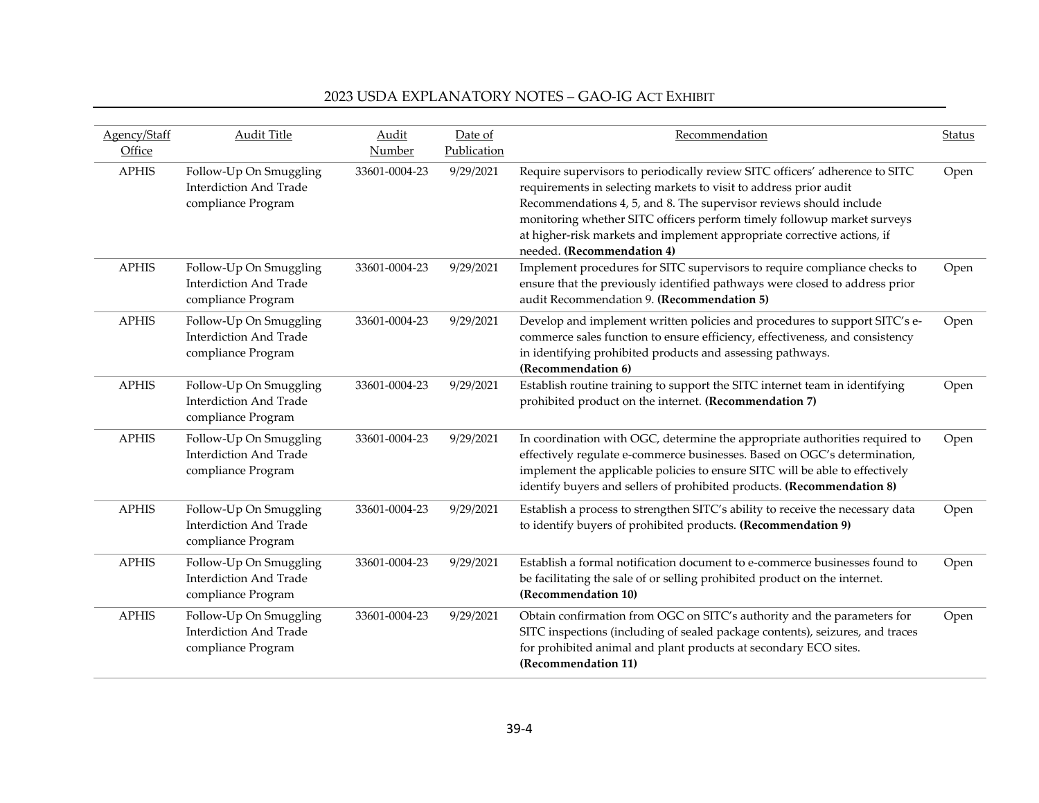| Agency/Staff Office | Audit Title | Audit Number | Date of Publication | Recommendation | Status |
|---|---|---|---|---|---|
| APHIS | Follow-Up On Smuggling Interdiction And Trade compliance Program | 33601-0004-23 | 9/29/2021 | Require supervisors to periodically review SITC officers' adherence to SITC requirements in selecting markets to visit to address prior audit Recommendations 4, 5, and 8. The supervisor reviews should include monitoring whether SITC officers perform timely followup market surveys at higher-risk markets and implement appropriate corrective actions, if needed. **(Recommendation 4)** | Open |
| APHIS | Follow-Up On Smuggling Interdiction And Trade compliance Program | 33601-0004-23 | 9/29/2021 | Implement procedures for SITC supervisors to require compliance checks to ensure that the previously identified pathways were closed to address prior audit Recommendation 9. **(Recommendation 5)** | Open |
| APHIS | Follow-Up On Smuggling Interdiction And Trade compliance Program | 33601-0004-23 | 9/29/2021 | Develop and implement written policies and procedures to support SITC's e-commerce sales function to ensure efficiency, effectiveness, and consistency in identifying prohibited products and assessing pathways. **(Recommendation 6)** | Open |
| APHIS | Follow-Up On Smuggling Interdiction And Trade compliance Program | 33601-0004-23 | 9/29/2021 | Establish routine training to support the SITC internet team in identifying prohibited product on the internet. **(Recommendation 7)** | Open |
| APHIS | Follow-Up On Smuggling Interdiction And Trade compliance Program | 33601-0004-23 | 9/29/2021 | In coordination with OGC, determine the appropriate authorities required to effectively regulate e-commerce businesses. Based on OGC's determination, implement the applicable policies to ensure SITC will be able to effectively identify buyers and sellers of prohibited products. **(Recommendation 8)** | Open |
| APHIS | Follow-Up On Smuggling Interdiction And Trade compliance Program | 33601-0004-23 | 9/29/2021 | Establish a process to strengthen SITC's ability to receive the necessary data to identify buyers of prohibited products. **(Recommendation 9)** | Open |
| APHIS | Follow-Up On Smuggling Interdiction And Trade compliance Program | 33601-0004-23 | 9/29/2021 | Establish a formal notification document to e-commerce businesses found to be facilitating the sale of or selling prohibited product on the internet. **(Recommendation 10)** | Open |
| APHIS | Follow-Up On Smuggling Interdiction And Trade compliance Program | 33601-0004-23 | 9/29/2021 | Obtain confirmation from OGC on SITC's authority and the parameters for SITC inspections (including of sealed package contents), seizures, and traces for prohibited animal and plant products at secondary ECO sites. **(Recommendation 11)** | Open |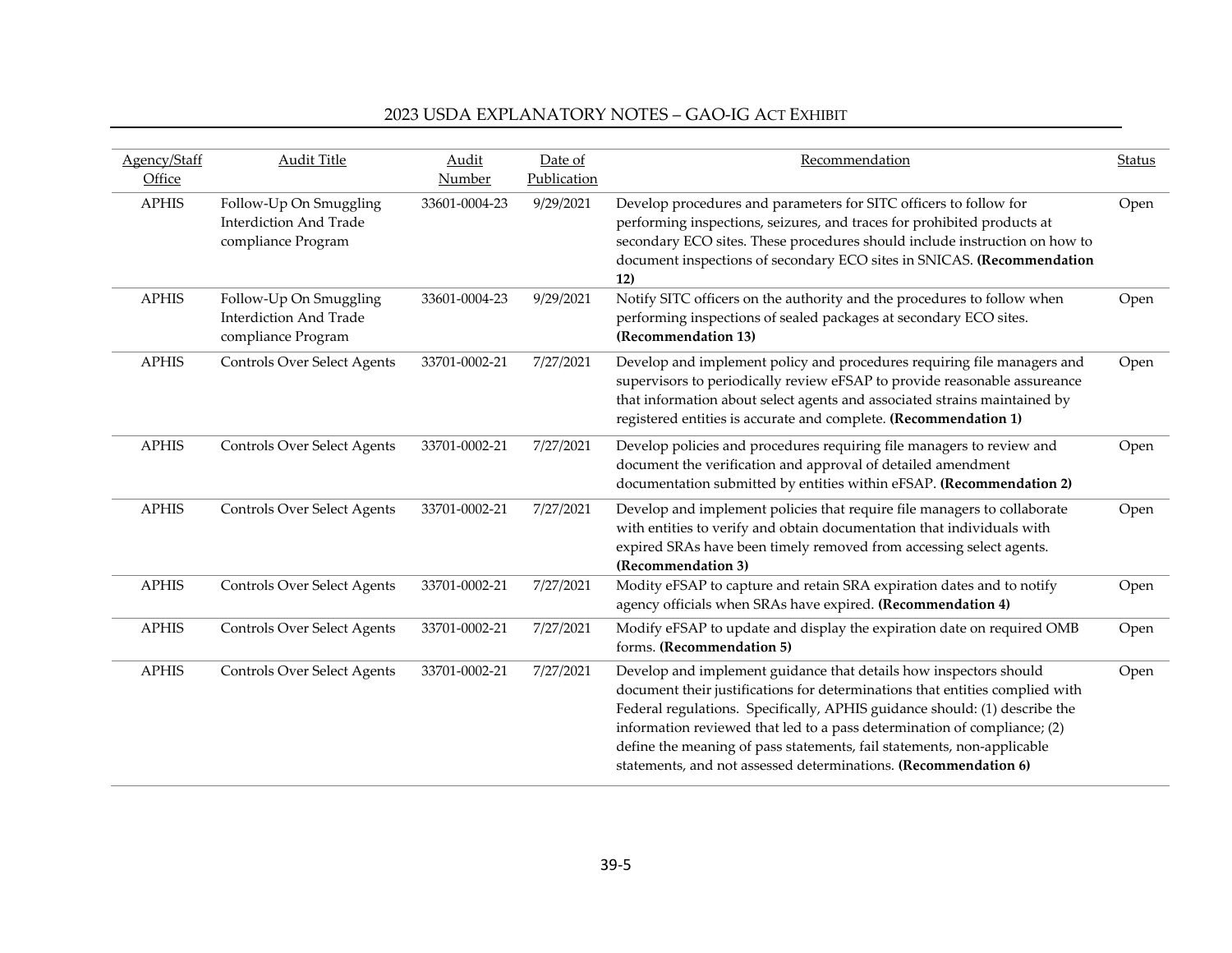| Agency/Staff Office | Audit Title | Audit Number | Date of Publication | Recommendation | Status |
|---|---|---|---|---|---|
| APHIS | Follow-Up On Smuggling Interdiction And Trade compliance Program | 33601-0004-23 | 9/29/2021 | Develop procedures and parameters for SITC officers to follow for performing inspections, seizures, and traces for prohibited products at secondary ECO sites. These procedures should include instruction on how to document inspections of secondary ECO sites in SNICAS. **(Recommendation 12)** | Open |
| APHIS | Follow-Up On Smuggling Interdiction And Trade compliance Program | 33601-0004-23 | 9/29/2021 | Notify SITC officers on the authority and the procedures to follow when performing inspections of sealed packages at secondary ECO sites. **(Recommendation 13)** | Open |
| APHIS | Controls Over Select Agents | 33701-0002-21 | 7/27/2021 | Develop and implement policy and procedures requiring file managers and supervisors to periodically review eFSAP to provide reasonable assureance that information about select agents and associated strains maintained by registered entities is accurate and complete. **(Recommendation 1)** | Open |
| APHIS | Controls Over Select Agents | 33701-0002-21 | 7/27/2021 | Develop policies and procedures requiring file managers to review and document the verification and approval of detailed amendment documentation submitted by entities within eFSAP. **(Recommendation 2)** | Open |
| APHIS | Controls Over Select Agents | 33701-0002-21 | 7/27/2021 | Develop and implement policies that require file managers to collaborate with entities to verify and obtain documentation that individuals with expired SRAs have been timely removed from accessing select agents. **(Recommendation 3)** | Open |
| APHIS | Controls Over Select Agents | 33701-0002-21 | 7/27/2021 | Modity eFSAP to capture and retain SRA expiration dates and to notify agency officials when SRAs have expired. **(Recommendation 4)** | Open |
| APHIS | Controls Over Select Agents | 33701-0002-21 | 7/27/2021 | Modify eFSAP to update and display the expiration date on required OMB forms. **(Recommendation 5)** | Open |
| APHIS | Controls Over Select Agents | 33701-0002-21 | 7/27/2021 | Develop and implement guidance that details how inspectors should document their justifications for determinations that entities complied with Federal regulations. Specifically, APHIS guidance should: (1) describe the information reviewed that led to a pass determination of compliance; (2) define the meaning of pass statements, fail statements, non-applicable statements, and not assessed determinations. **(Recommendation 6)** | Open |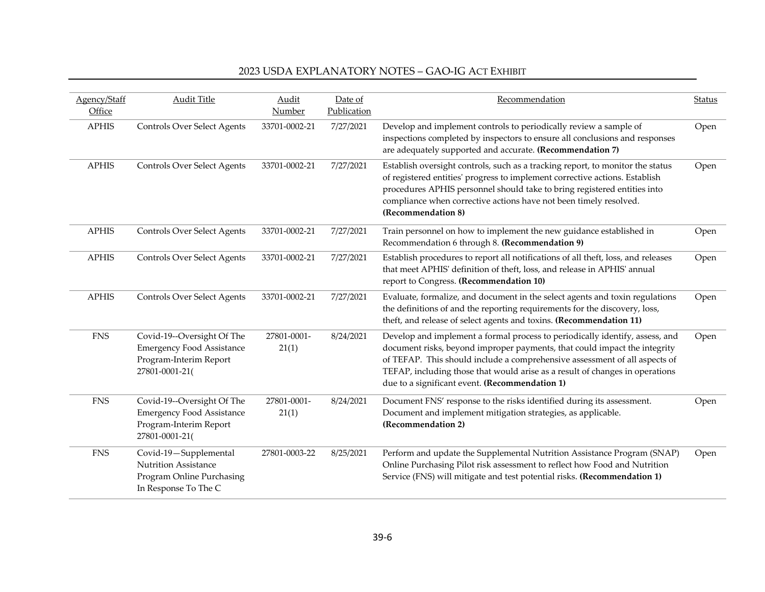| Agency/Staff Office | Audit Title | Audit Number | Date of Publication | Recommendation | Status |
|---|---|---|---|---|---|
| APHIS | Controls Over Select Agents | 33701-0002-21 | 7/27/2021 | Develop and implement controls to periodically review a sample of inspections completed by inspectors to ensure all conclusions and responses are adequately supported and accurate. **(Recommendation 7)** | Open |
| APHIS | Controls Over Select Agents | 33701-0002-21 | 7/27/2021 | Establish oversight controls, such as a tracking report, to monitor the status of registered entities' progress to implement corrective actions. Establish procedures APHIS personnel should take to bring registered entities into compliance when corrective actions have not been timely resolved. **(Recommendation 8)** | Open |
| APHIS | Controls Over Select Agents | 33701-0002-21 | 7/27/2021 | Train personnel on how to implement the new guidance established in Recommendation 6 through 8. **(Recommendation 9)** | Open |
| APHIS | Controls Over Select Agents | 33701-0002-21 | 7/27/2021 | Establish procedures to report all notifications of all theft, loss, and releases that meet APHIS' definition of theft, loss, and release in APHIS' annual report to Congress. **(Recommendation 10)** | Open |
| APHIS | Controls Over Select Agents | 33701-0002-21 | 7/27/2021 | Evaluate, formalize, and document in the select agents and toxin regulations the definitions of and the reporting requirements for the discovery, loss, theft, and release of select agents and toxins. **(Recommendation 11)** | Open |
| FNS | Covid-19--Oversight Of The Emergency Food Assistance Program-Interim Report 27801-0001-21( | 27801-0001-21(1) | 8/24/2021 | Develop and implement a formal process to periodically identify, assess, and document risks, beyond improper payments, that could impact the integrity of TEFAP. This should include a comprehensive assessment of all aspects of TEFAP, including those that would arise as a result of changes in operations due to a significant event. **(Recommendation 1)** | Open |
| FNS | Covid-19--Oversight Of The Emergency Food Assistance Program-Interim Report 27801-0001-21( | 27801-0001-21(1) | 8/24/2021 | Document FNS' response to the risks identified during its assessment. Document and implement mitigation strategies, as applicable. **(Recommendation 2)** | Open |
| FNS | Covid-19—Supplemental Nutrition Assistance Program Online Purchasing In Response To The C | 27801-0003-22 | 8/25/2021 | Perform and update the Supplemental Nutrition Assistance Program (SNAP) Online Purchasing Pilot risk assessment to reflect how Food and Nutrition Service (FNS) will mitigate and test potential risks. **(Recommendation 1)** | Open |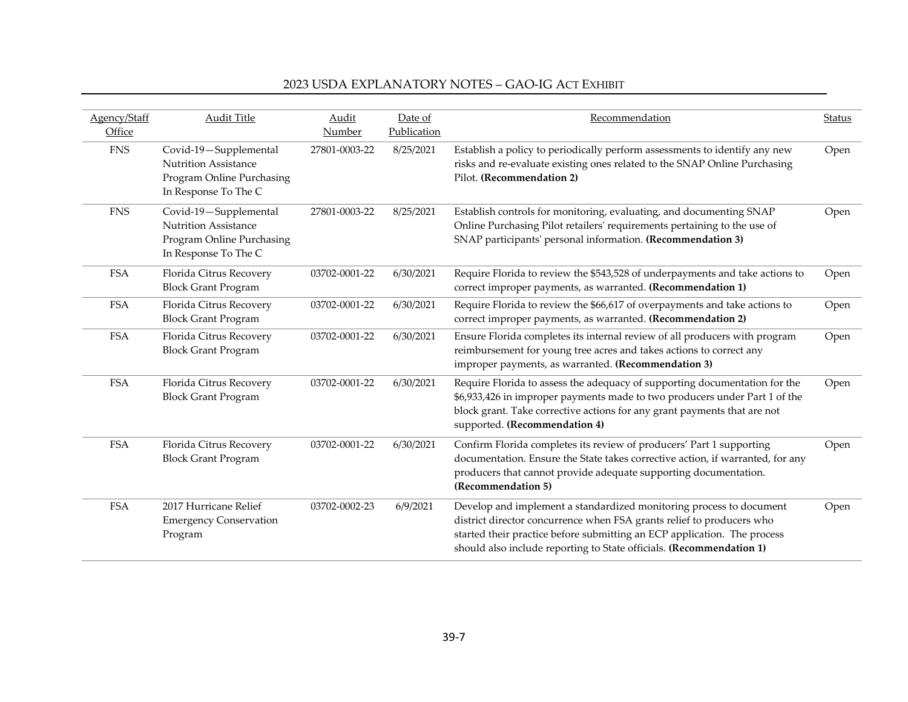| Agency/Staff Office | Audit Title | Audit Number | Date of Publication | Recommendation | Status |
|---|---|---|---|---|---|
| FNS | Covid-19—Supplemental Nutrition Assistance Program Online Purchasing In Response To The C | 27801-0003-22 | 8/25/2021 | Establish a policy to periodically perform assessments to identify any new risks and re-evaluate existing ones related to the SNAP Online Purchasing Pilot. **(Recommendation 2)** | Open |
| FNS | Covid-19—Supplemental Nutrition Assistance Program Online Purchasing In Response To The C | 27801-0003-22 | 8/25/2021 | Establish controls for monitoring, evaluating, and documenting SNAP Online Purchasing Pilot retailers' requirements pertaining to the use of SNAP participants' personal information. **(Recommendation 3)** | Open |
| FSA | Florida Citrus Recovery Block Grant Program | 03702-0001-22 | 6/30/2021 | Require Florida to review the $543,528 of underpayments and take actions to correct improper payments, as warranted. **(Recommendation 1)** | Open |
| FSA | Florida Citrus Recovery Block Grant Program | 03702-0001-22 | 6/30/2021 | Require Florida to review the $66,617 of overpayments and take actions to correct improper payments, as warranted. **(Recommendation 2)** | Open |
| FSA | Florida Citrus Recovery Block Grant Program | 03702-0001-22 | 6/30/2021 | Ensure Florida completes its internal review of all producers with program reimbursement for young tree acres and takes actions to correct any improper payments, as warranted. **(Recommendation 3)** | Open |
| FSA | Florida Citrus Recovery Block Grant Program | 03702-0001-22 | 6/30/2021 | Require Florida to assess the adequacy of supporting documentation for the $6,933,426 in improper payments made to two producers under Part 1 of the block grant. Take corrective actions for any grant payments that are not supported. **(Recommendation 4)** | Open |
| FSA | Florida Citrus Recovery Block Grant Program | 03702-0001-22 | 6/30/2021 | Confirm Florida completes its review of producers' Part 1 supporting documentation. Ensure the State takes corrective action, if warranted, for any producers that cannot provide adequate supporting documentation. **(Recommendation 5)** | Open |
| FSA | 2017 Hurricane Relief Emergency Conservation Program | 03702-0002-23 | 6/9/2021 | Develop and implement a standardized monitoring process to document district director concurrence when FSA grants relief to producers who started their practice before submitting an ECP application. The process should also include reporting to State officials. **(Recommendation 1)** | Open |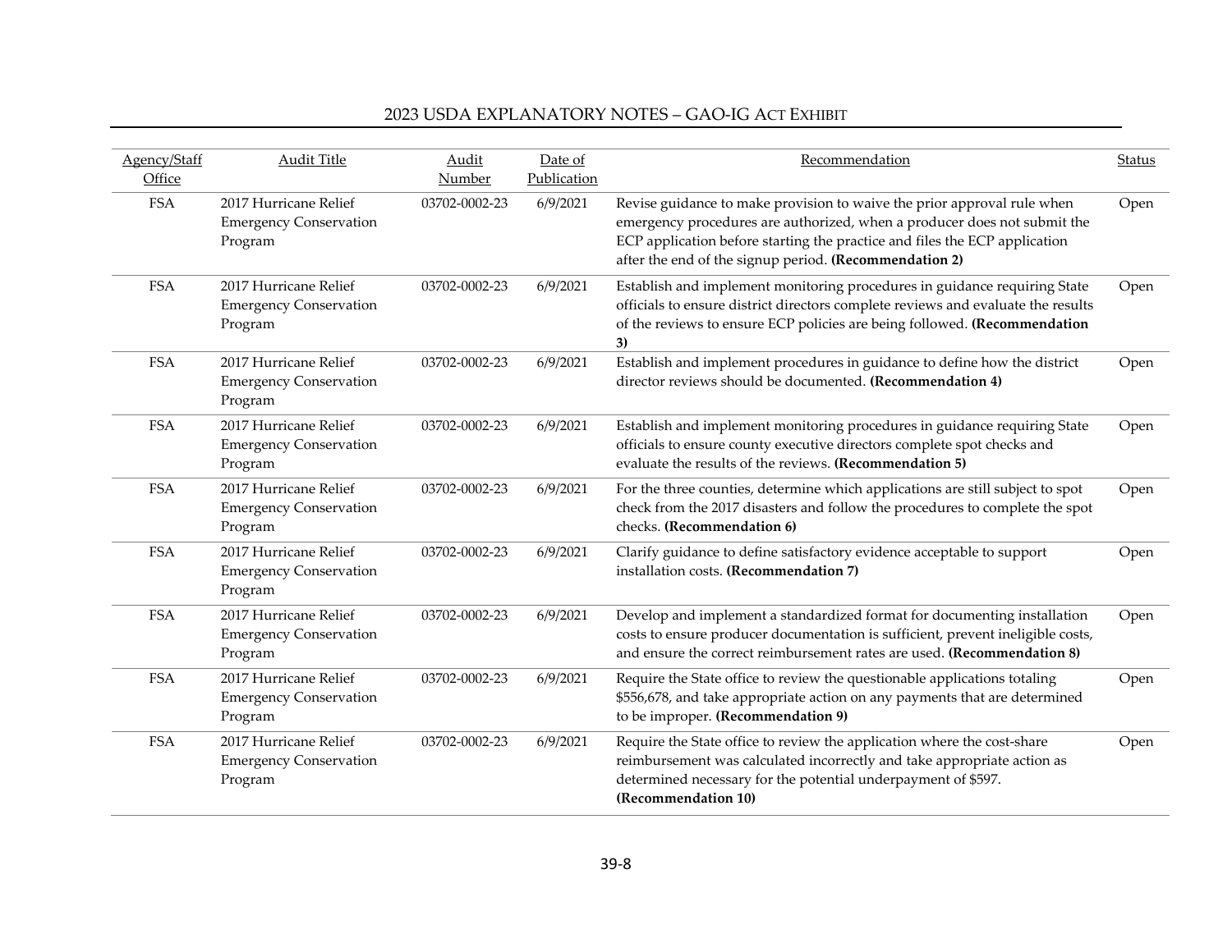| Agency/Staff Office | Audit Title | Audit Number | Date of Publication | Recommendation | Status |
|---|---|---|---|---|---|
| FSA | 2017 Hurricane Relief Emergency Conservation Program | 03702-0002-23 | 6/9/2021 | Revise guidance to make provision to waive the prior approval rule when emergency procedures are authorized, when a producer does not submit the ECP application before starting the practice and files the ECP application after the end of the signup period. **(Recommendation 2)** | Open |
| FSA | 2017 Hurricane Relief Emergency Conservation Program | 03702-0002-23 | 6/9/2021 | Establish and implement monitoring procedures in guidance requiring State officials to ensure district directors complete reviews and evaluate the results of the reviews to ensure ECP policies are being followed. **(Recommendation 3)** | Open |
| FSA | 2017 Hurricane Relief Emergency Conservation Program | 03702-0002-23 | 6/9/2021 | Establish and implement procedures in guidance to define how the district director reviews should be documented. **(Recommendation 4)** | Open |
| FSA | 2017 Hurricane Relief Emergency Conservation Program | 03702-0002-23 | 6/9/2021 | Establish and implement monitoring procedures in guidance requiring State officials to ensure county executive directors complete spot checks and evaluate the results of the reviews. **(Recommendation 5)** | Open |
| FSA | 2017 Hurricane Relief Emergency Conservation Program | 03702-0002-23 | 6/9/2021 | For the three counties, determine which applications are still subject to spot check from the 2017 disasters and follow the procedures to complete the spot checks. **(Recommendation 6)** | Open |
| FSA | 2017 Hurricane Relief Emergency Conservation Program | 03702-0002-23 | 6/9/2021 | Clarify guidance to define satisfactory evidence acceptable to support installation costs. **(Recommendation 7)** | Open |
| FSA | 2017 Hurricane Relief Emergency Conservation Program | 03702-0002-23 | 6/9/2021 | Develop and implement a standardized format for documenting installation costs to ensure producer documentation is sufficient, prevent ineligible costs, and ensure the correct reimbursement rates are used. **(Recommendation 8)** | Open |
| FSA | 2017 Hurricane Relief Emergency Conservation Program | 03702-0002-23 | 6/9/2021 | Require the State office to review the questionable applications totaling $556,678, and take appropriate action on any payments that are determined to be improper. **(Recommendation 9)** | Open |
| FSA | 2017 Hurricane Relief Emergency Conservation Program | 03702-0002-23 | 6/9/2021 | Require the State office to review the application where the cost-share reimbursement was calculated incorrectly and take appropriate action as determined necessary for the potential underpayment of $597. **(Recommendation 10)** | Open |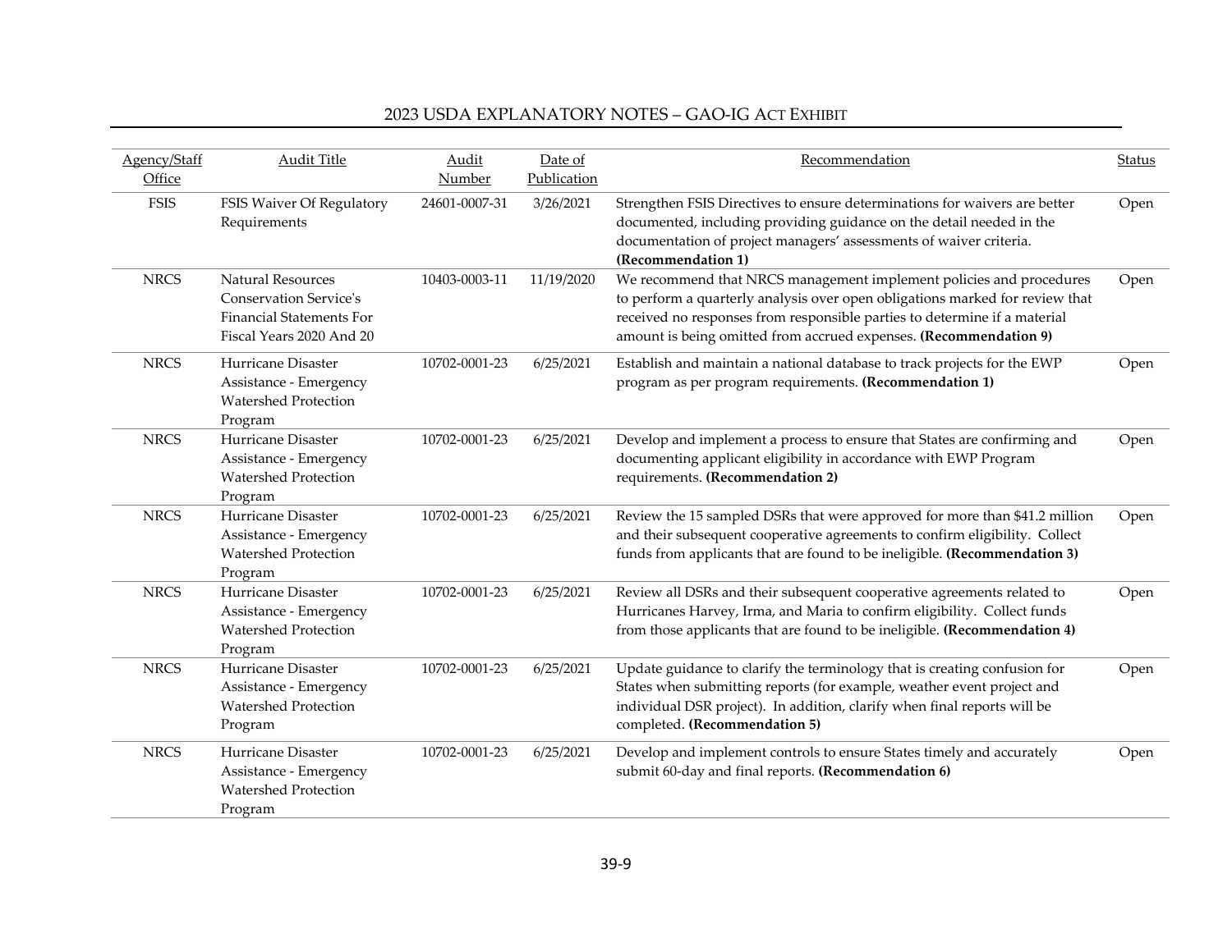| Agency/Staff Office | Audit Title | Audit Number | Date of Publication | Recommendation | Status |
|---|---|---|---|---|---|
| FSIS | FSIS Waiver Of Regulatory Requirements | 24601-0007-31 | 3/26/2021 | Strengthen FSIS Directives to ensure determinations for waivers are better documented, including providing guidance on the detail needed in the documentation of project managers' assessments of waiver criteria. **(Recommendation 1)** | Open |
| NRCS | Natural Resources Conservation Service's Financial Statements For Fiscal Years 2020 And 20 | 10403-0003-11 | 11/19/2020 | We recommend that NRCS management implement policies and procedures to perform a quarterly analysis over open obligations marked for review that received no responses from responsible parties to determine if a material amount is being omitted from accrued expenses. **(Recommendation 9)** | Open |
| NRCS | Hurricane Disaster Assistance - Emergency Watershed Protection Program | 10702-0001-23 | 6/25/2021 | Establish and maintain a national database to track projects for the EWP program as per program requirements. **(Recommendation 1)** | Open |
| NRCS | Hurricane Disaster Assistance - Emergency Watershed Protection Program | 10702-0001-23 | 6/25/2021 | Develop and implement a process to ensure that States are confirming and documenting applicant eligibility in accordance with EWP Program requirements. **(Recommendation 2)** | Open |
| NRCS | Hurricane Disaster Assistance - Emergency Watershed Protection Program | 10702-0001-23 | 6/25/2021 | Review the 15 sampled DSRs that were approved for more than $41.2 million and their subsequent cooperative agreements to confirm eligibility. Collect funds from applicants that are found to be ineligible. **(Recommendation 3)** | Open |
| NRCS | Hurricane Disaster Assistance - Emergency Watershed Protection Program | 10702-0001-23 | 6/25/2021 | Review all DSRs and their subsequent cooperative agreements related to Hurricanes Harvey, Irma, and Maria to confirm eligibility. Collect funds from those applicants that are found to be ineligible. **(Recommendation 4)** | Open |
| NRCS | Hurricane Disaster Assistance - Emergency Watershed Protection Program | 10702-0001-23 | 6/25/2021 | Update guidance to clarify the terminology that is creating confusion for States when submitting reports (for example, weather event project and individual DSR project). In addition, clarify when final reports will be completed. **(Recommendation 5)** | Open |
| NRCS | Hurricane Disaster Assistance - Emergency Watershed Protection Program | 10702-0001-23 | 6/25/2021 | Develop and implement controls to ensure States timely and accurately submit 60-day and final reports. **(Recommendation 6)** | Open |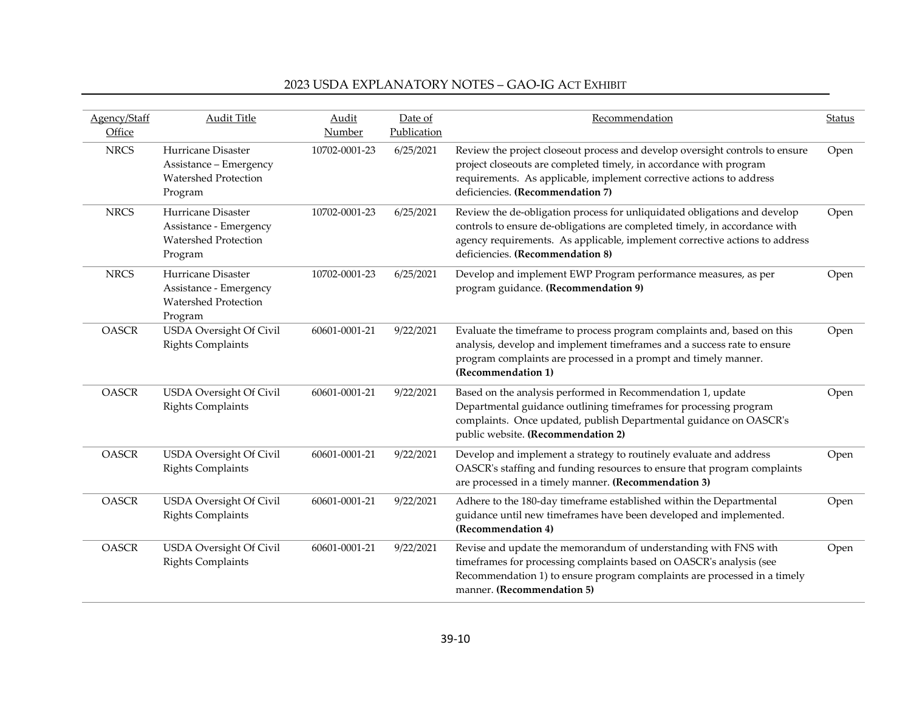| Agency/Staff Office | Audit Title | Audit Number | Date of Publication | Recommendation | Status |
|---|---|---|---|---|---|
| NRCS | Hurricane Disaster Assistance – Emergency Watershed Protection Program | 10702-0001-23 | 6/25/2021 | Review the project closeout process and develop oversight controls to ensure project closeouts are completed timely, in accordance with program requirements. As applicable, implement corrective actions to address deficiencies. **(Recommendation 7)** | Open |
| NRCS | Hurricane Disaster Assistance - Emergency Watershed Protection Program | 10702-0001-23 | 6/25/2021 | Review the de-obligation process for unliquidated obligations and develop controls to ensure de-obligations are completed timely, in accordance with agency requirements. As applicable, implement corrective actions to address deficiencies. **(Recommendation 8)** | Open |
| NRCS | Hurricane Disaster Assistance - Emergency Watershed Protection Program | 10702-0001-23 | 6/25/2021 | Develop and implement EWP Program performance measures, as per program guidance. **(Recommendation 9)** | Open |
| OASCR | USDA Oversight Of Civil Rights Complaints | 60601-0001-21 | 9/22/2021 | Evaluate the timeframe to process program complaints and, based on this analysis, develop and implement timeframes and a success rate to ensure program complaints are processed in a prompt and timely manner. **(Recommendation 1)** | Open |
| OASCR | USDA Oversight Of Civil Rights Complaints | 60601-0001-21 | 9/22/2021 | Based on the analysis performed in Recommendation 1, update Departmental guidance outlining timeframes for processing program complaints. Once updated, publish Departmental guidance on OASCR's public website. **(Recommendation 2)** | Open |
| OASCR | USDA Oversight Of Civil Rights Complaints | 60601-0001-21 | 9/22/2021 | Develop and implement a strategy to routinely evaluate and address OASCR's staffing and funding resources to ensure that program complaints are processed in a timely manner. **(Recommendation 3)** | Open |
| OASCR | USDA Oversight Of Civil Rights Complaints | 60601-0001-21 | 9/22/2021 | Adhere to the 180-day timeframe established within the Departmental guidance until new timeframes have been developed and implemented. **(Recommendation 4)** | Open |
| OASCR | USDA Oversight Of Civil Rights Complaints | 60601-0001-21 | 9/22/2021 | Revise and update the memorandum of understanding with FNS with timeframes for processing complaints based on OASCR's analysis (see Recommendation 1) to ensure program complaints are processed in a timely manner. **(Recommendation 5)** | Open |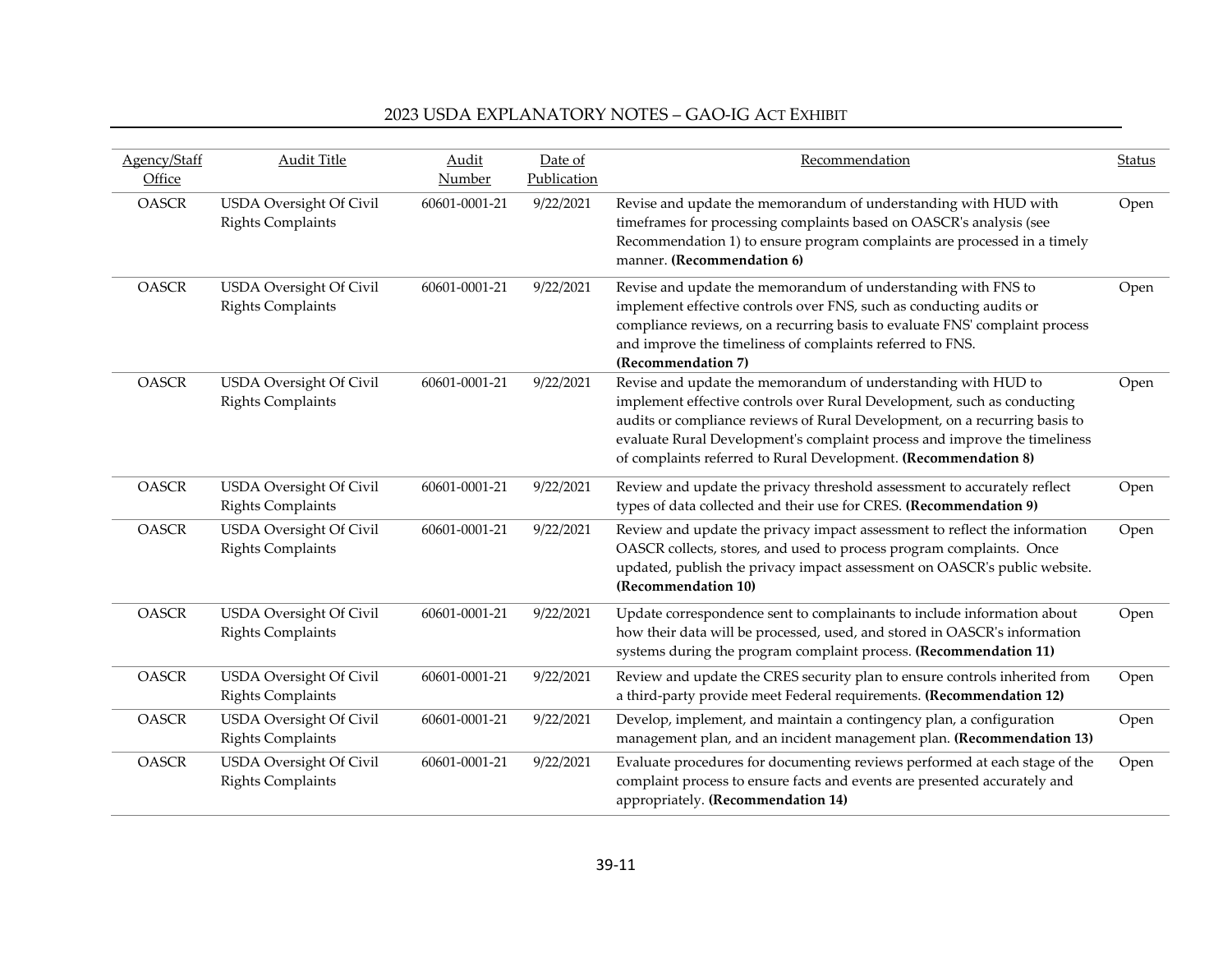| Agency/Staff Office | Audit Title | Audit Number | Date of Publication | Recommendation | Status |
|---|---|---|---|---|---|
| OASCR | USDA Oversight Of Civil Rights Complaints | 60601-0001-21 | 9/22/2021 | Revise and update the memorandum of understanding with HUD with timeframes for processing complaints based on OASCR's analysis (see Recommendation 1) to ensure program complaints are processed in a timely manner. **(Recommendation 6)** | Open |
| OASCR | USDA Oversight Of Civil Rights Complaints | 60601-0001-21 | 9/22/2021 | Revise and update the memorandum of understanding with FNS to implement effective controls over FNS, such as conducting audits or compliance reviews, on a recurring basis to evaluate FNS' complaint process and improve the timeliness of complaints referred to FNS. **(Recommendation 7)** | Open |
| OASCR | USDA Oversight Of Civil Rights Complaints | 60601-0001-21 | 9/22/2021 | Revise and update the memorandum of understanding with HUD to implement effective controls over Rural Development, such as conducting audits or compliance reviews of Rural Development, on a recurring basis to evaluate Rural Development's complaint process and improve the timeliness of complaints referred to Rural Development. **(Recommendation 8)** | Open |
| OASCR | USDA Oversight Of Civil Rights Complaints | 60601-0001-21 | 9/22/2021 | Review and update the privacy threshold assessment to accurately reflect types of data collected and their use for CRES. **(Recommendation 9)** | Open |
| OASCR | USDA Oversight Of Civil Rights Complaints | 60601-0001-21 | 9/22/2021 | Review and update the privacy impact assessment to reflect the information OASCR collects, stores, and used to process program complaints. Once updated, publish the privacy impact assessment on OASCR's public website. **(Recommendation 10)** | Open |
| OASCR | USDA Oversight Of Civil Rights Complaints | 60601-0001-21 | 9/22/2021 | Update correspondence sent to complainants to include information about how their data will be processed, used, and stored in OASCR's information systems during the program complaint process. **(Recommendation 11)** | Open |
| OASCR | USDA Oversight Of Civil Rights Complaints | 60601-0001-21 | 9/22/2021 | Review and update the CRES security plan to ensure controls inherited from a third-party provide meet Federal requirements. **(Recommendation 12)** | Open |
| OASCR | USDA Oversight Of Civil Rights Complaints | 60601-0001-21 | 9/22/2021 | Develop, implement, and maintain a contingency plan, a configuration management plan, and an incident management plan. **(Recommendation 13)** | Open |
| OASCR | USDA Oversight Of Civil Rights Complaints | 60601-0001-21 | 9/22/2021 | Evaluate procedures for documenting reviews performed at each stage of the complaint process to ensure facts and events are presented accurately and appropriately. **(Recommendation 14)** | Open |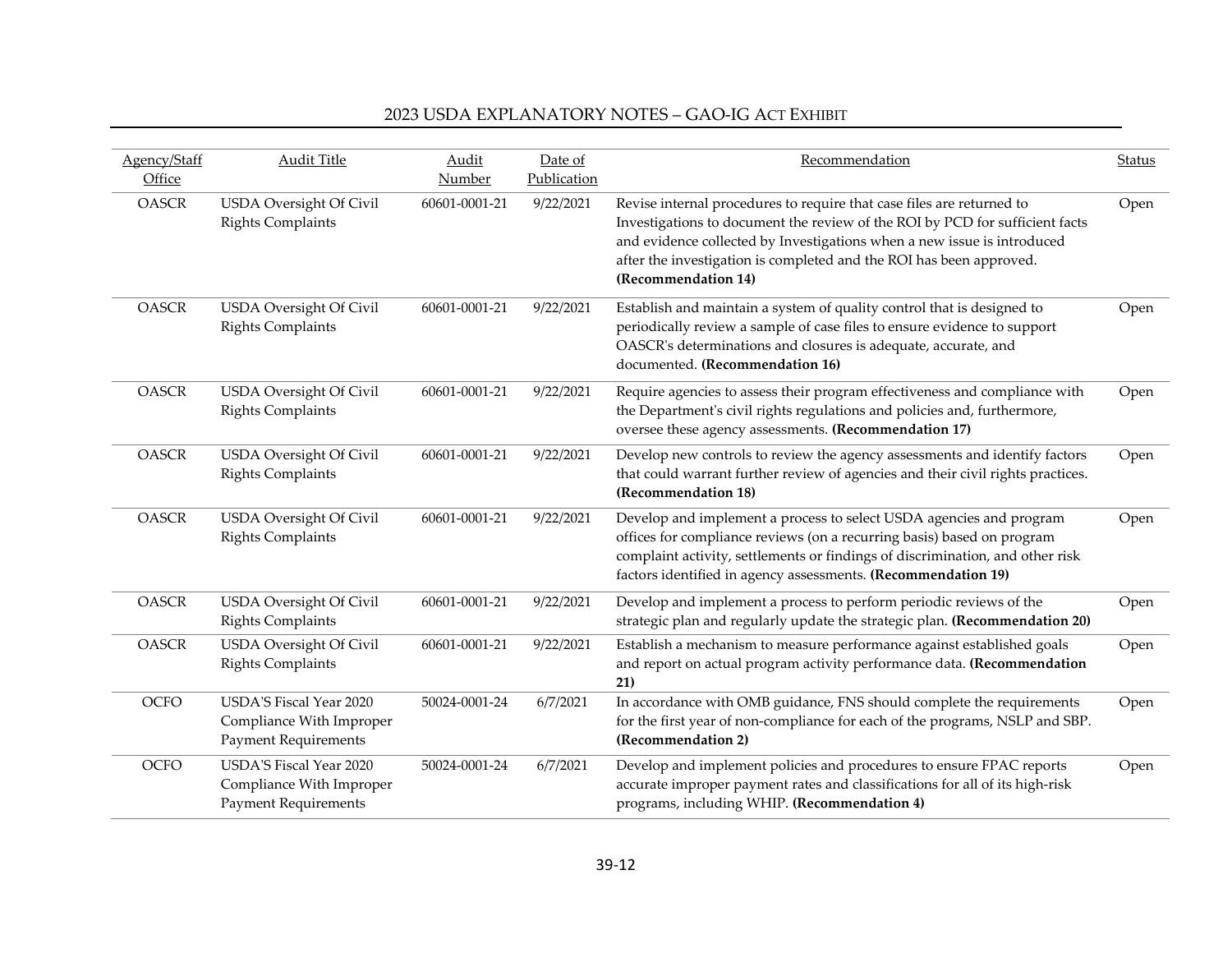| Agency/Staff Office | Audit Title | Audit Number | Date of Publication | Recommendation | Status |
|---|---|---|---|---|---|
| OASCR | USDA Oversight Of Civil Rights Complaints | 60601-0001-21 | 9/22/2021 | Revise internal procedures to require that case files are returned to Investigations to document the review of the ROI by PCD for sufficient facts and evidence collected by Investigations when a new issue is introduced after the investigation is completed and the ROI has been approved. **(Recommendation 14)** | Open |
| OASCR | USDA Oversight Of Civil Rights Complaints | 60601-0001-21 | 9/22/2021 | Establish and maintain a system of quality control that is designed to periodically review a sample of case files to ensure evidence to support OASCR's determinations and closures is adequate, accurate, and documented. **(Recommendation 16)** | Open |
| OASCR | USDA Oversight Of Civil Rights Complaints | 60601-0001-21 | 9/22/2021 | Require agencies to assess their program effectiveness and compliance with the Department's civil rights regulations and policies and, furthermore, oversee these agency assessments. **(Recommendation 17)** | Open |
| OASCR | USDA Oversight Of Civil Rights Complaints | 60601-0001-21 | 9/22/2021 | Develop new controls to review the agency assessments and identify factors that could warrant further review of agencies and their civil rights practices. **(Recommendation 18)** | Open |
| OASCR | USDA Oversight Of Civil Rights Complaints | 60601-0001-21 | 9/22/2021 | Develop and implement a process to select USDA agencies and program offices for compliance reviews (on a recurring basis) based on program complaint activity, settlements or findings of discrimination, and other risk factors identified in agency assessments. **(Recommendation 19)** | Open |
| OASCR | USDA Oversight Of Civil Rights Complaints | 60601-0001-21 | 9/22/2021 | Develop and implement a process to perform periodic reviews of the strategic plan and regularly update the strategic plan. **(Recommendation 20)** | Open |
| OASCR | USDA Oversight Of Civil Rights Complaints | 60601-0001-21 | 9/22/2021 | Establish a mechanism to measure performance against established goals and report on actual program activity performance data. **(Recommendation 21)** | Open |
| OCFO | USDA'S Fiscal Year 2020 Compliance With Improper Payment Requirements | 50024-0001-24 | 6/7/2021 | In accordance with OMB guidance, FNS should complete the requirements for the first year of non-compliance for each of the programs, NSLP and SBP. **(Recommendation 2)** | Open |
| OCFO | USDA'S Fiscal Year 2020 Compliance With Improper Payment Requirements | 50024-0001-24 | 6/7/2021 | Develop and implement policies and procedures to ensure FPAC reports accurate improper payment rates and classifications for all of its high-risk programs, including WHIP. **(Recommendation 4)** | Open |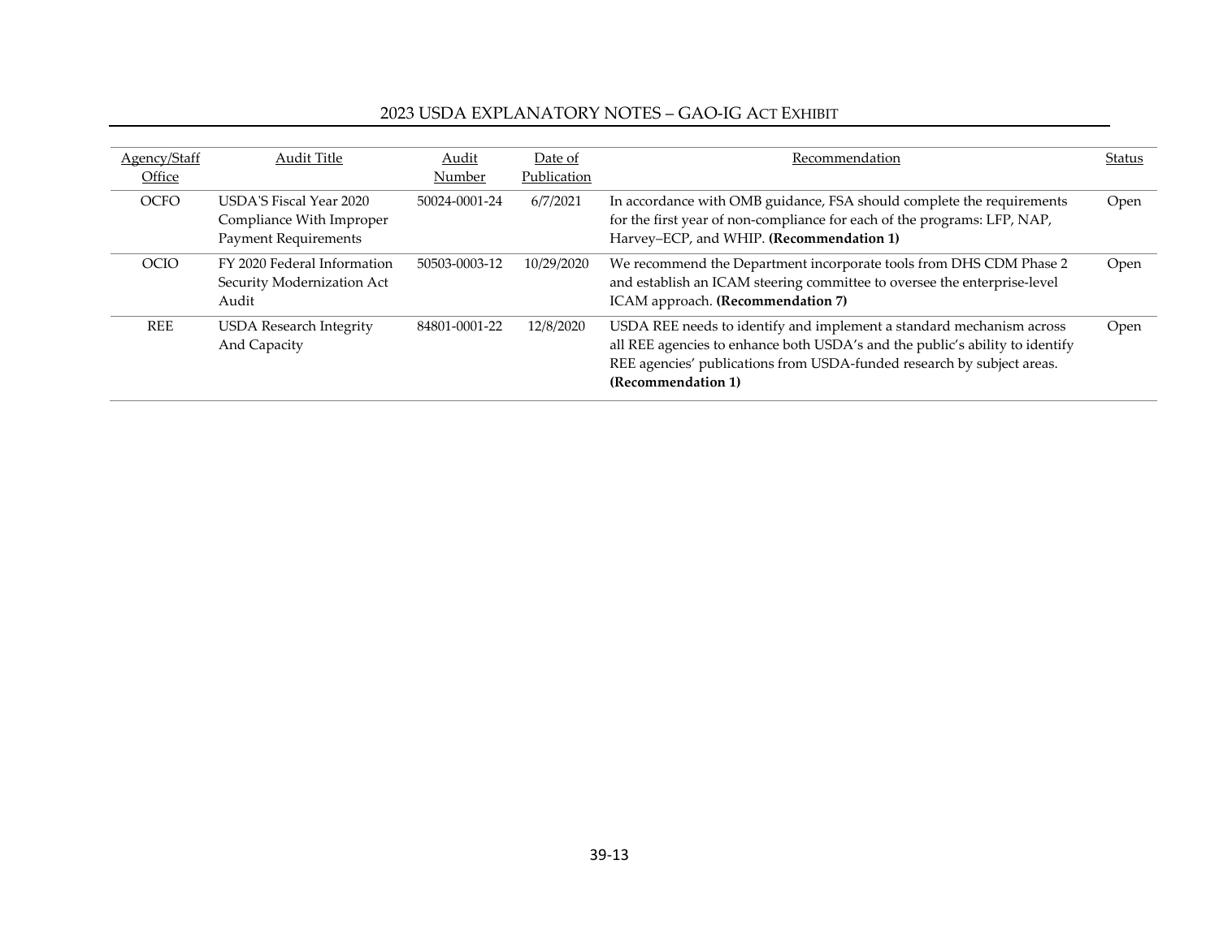| Agency/Staff Office | Audit Title | Audit Number | Date of Publication | Recommendation | Status |
|---|---|---|---|---|---|
| OCFO | USDA'S Fiscal Year 2020 Compliance With Improper Payment Requirements | 50024-0001-24 | 6/7/2021 | In accordance with OMB guidance, FSA should complete the requirements for the first year of non-compliance for each of the programs: LFP, NAP, Harvey–ECP, and WHIP. **(Recommendation 1)** | Open |
| OCIO | FY 2020 Federal Information Security Modernization Act Audit | 50503-0003-12 | 10/29/2020 | We recommend the Department incorporate tools from DHS CDM Phase 2 and establish an ICAM steering committee to oversee the enterprise-level ICAM approach. **(Recommendation 7)** | Open |
| REE | USDA Research Integrity And Capacity | 84801-0001-22 | 12/8/2020 | USDA REE needs to identify and implement a standard mechanism across all REE agencies to enhance both USDA's and the public's ability to identify REE agencies' publications from USDA-funded research by subject areas. **(Recommendation 1)** | Open |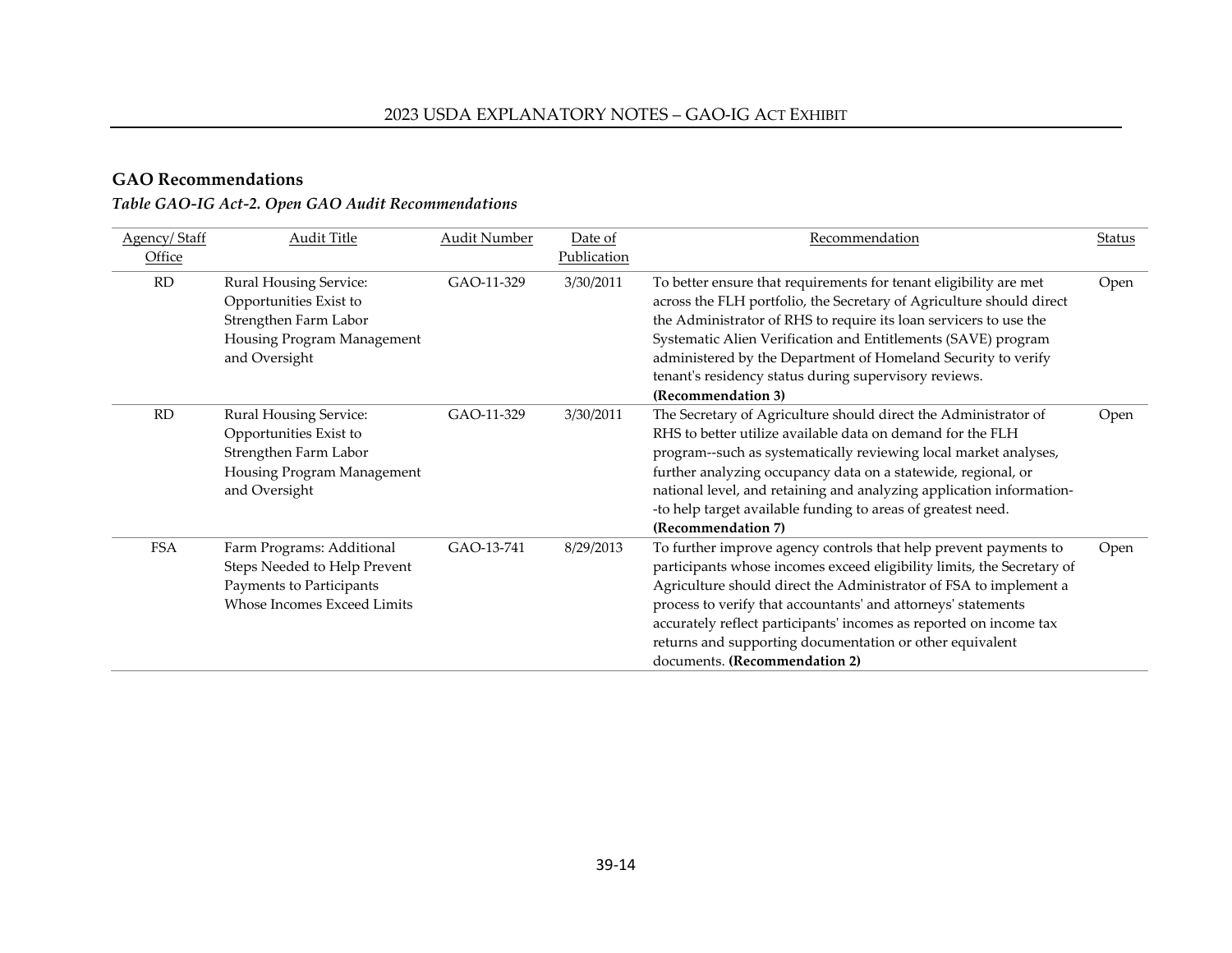## GAO Recommendations

*Table GAO-IG Act-2. Open GAO Audit Recommendations*

| Agency/ Staff Office | Audit Title | Audit Number | Date of Publication | Recommendation | Status |
|---|---|---|---|---|---|
| RD | Rural Housing Service: Opportunities Exist to Strengthen Farm Labor Housing Program Management and Oversight | GAO-11-329 | 3/30/2011 | To better ensure that requirements for tenant eligibility are met across the FLH portfolio, the Secretary of Agriculture should direct the Administrator of RHS to require its loan servicers to use the Systematic Alien Verification and Entitlements (SAVE) program administered by the Department of Homeland Security to verify tenant's residency status during supervisory reviews. **(Recommendation 3)** | Open |
| RD | Rural Housing Service: Opportunities Exist to Strengthen Farm Labor Housing Program Management and Oversight | GAO-11-329 | 3/30/2011 | The Secretary of Agriculture should direct the Administrator of RHS to better utilize available data on demand for the FLH program--such as systematically reviewing local market analyses, further analyzing occupancy data on a statewide, regional, or national level, and retaining and analyzing application information--to help target available funding to areas of greatest need. **(Recommendation 7)** | Open |
| FSA | Farm Programs: Additional Steps Needed to Help Prevent Payments to Participants Whose Incomes Exceed Limits | GAO-13-741 | 8/29/2013 | To further improve agency controls that help prevent payments to participants whose incomes exceed eligibility limits, the Secretary of Agriculture should direct the Administrator of FSA to implement a process to verify that accountants' and attorneys' statements accurately reflect participants' incomes as reported on income tax returns and supporting documentation or other equivalent documents. **(Recommendation 2)** | Open |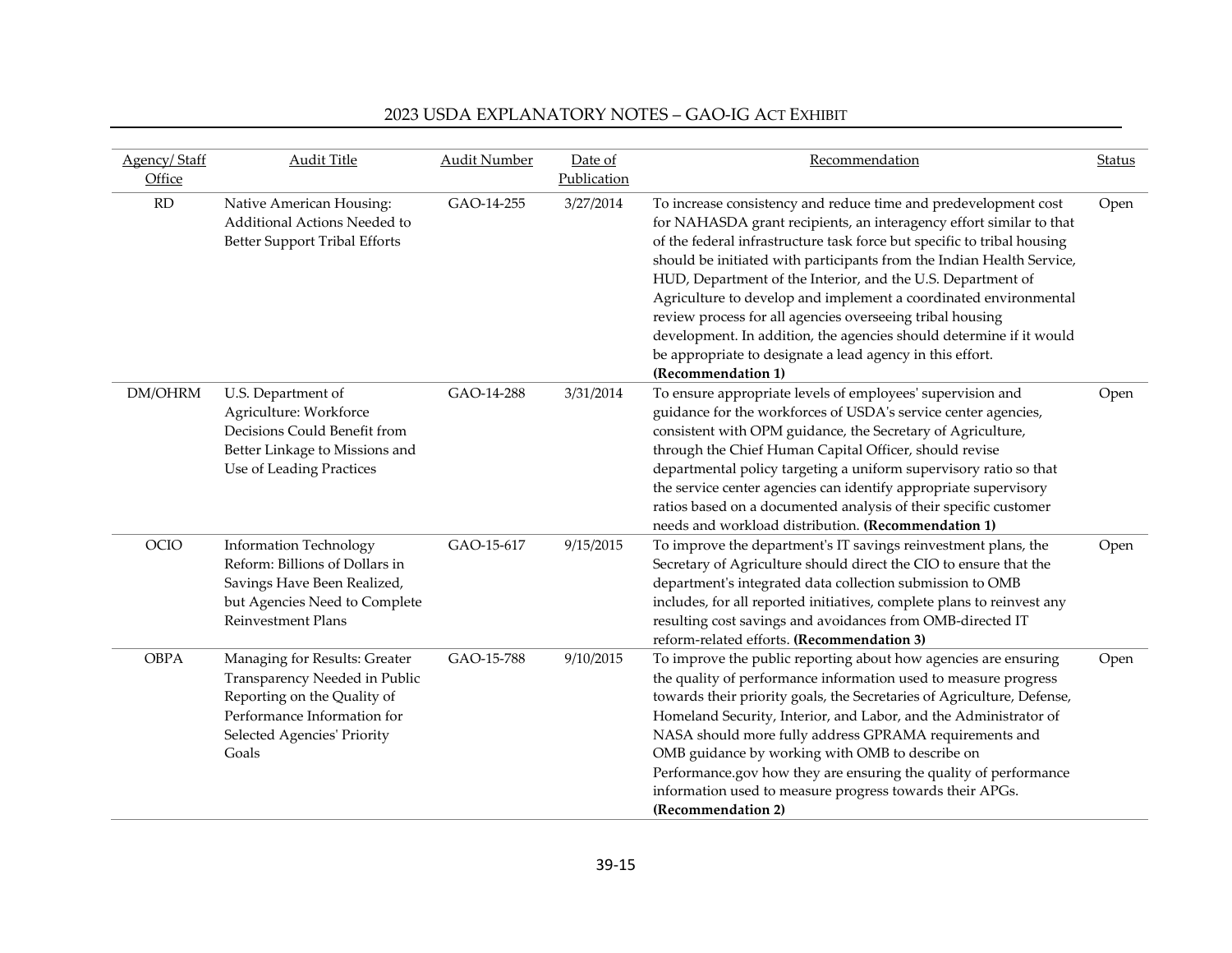| Agency/ Staff Office | Audit Title | Audit Number | Date of Publication | Recommendation | Status |
|---|---|---|---|---|---|
| RD | Native American Housing: Additional Actions Needed to Better Support Tribal Efforts | GAO-14-255 | 3/27/2014 | To increase consistency and reduce time and predevelopment cost for NAHASDA grant recipients, an interagency effort similar to that of the federal infrastructure task force but specific to tribal housing should be initiated with participants from the Indian Health Service, HUD, Department of the Interior, and the U.S. Department of Agriculture to develop and implement a coordinated environmental review process for all agencies overseeing tribal housing development. In addition, the agencies should determine if it would be appropriate to designate a lead agency in this effort. **(Recommendation 1)** | Open |
| DM/OHRM | U.S. Department of Agriculture: Workforce Decisions Could Benefit from Better Linkage to Missions and Use of Leading Practices | GAO-14-288 | 3/31/2014 | To ensure appropriate levels of employees' supervision and guidance for the workforces of USDA's service center agencies, consistent with OPM guidance, the Secretary of Agriculture, through the Chief Human Capital Officer, should revise departmental policy targeting a uniform supervisory ratio so that the service center agencies can identify appropriate supervisory ratios based on a documented analysis of their specific customer needs and workload distribution. **(Recommendation 1)** | Open |
| OCIO | Information Technology Reform: Billions of Dollars in Savings Have Been Realized, but Agencies Need to Complete Reinvestment Plans | GAO-15-617 | 9/15/2015 | To improve the department's IT savings reinvestment plans, the Secretary of Agriculture should direct the CIO to ensure that the department's integrated data collection submission to OMB includes, for all reported initiatives, complete plans to reinvest any resulting cost savings and avoidances from OMB-directed IT reform-related efforts. **(Recommendation 3)** | Open |
| OBPA | Managing for Results: Greater Transparency Needed in Public Reporting on the Quality of Performance Information for Selected Agencies' Priority Goals | GAO-15-788 | 9/10/2015 | To improve the public reporting about how agencies are ensuring the quality of performance information used to measure progress towards their priority goals, the Secretaries of Agriculture, Defense, Homeland Security, Interior, and Labor, and the Administrator of NASA should more fully address GPRAMA requirements and OMB guidance by working with OMB to describe on Performance.gov how they are ensuring the quality of performance information used to measure progress towards their APGs. **(Recommendation 2)** | Open |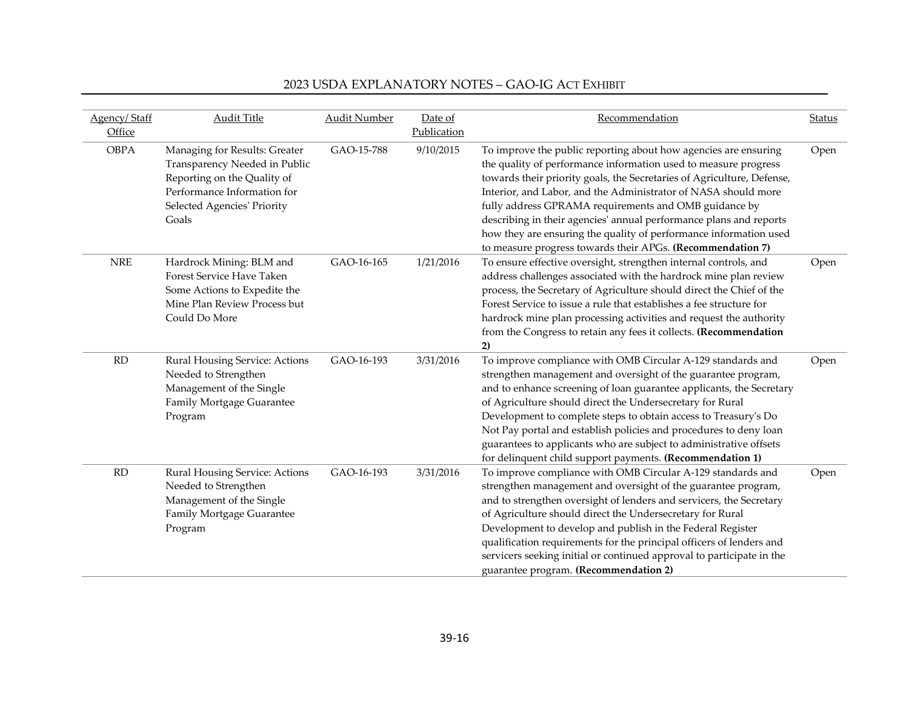| Agency/ Staff Office | Audit Title | Audit Number | Date of Publication | Recommendation | Status |
|---|---|---|---|---|---|
| OBPA | Managing for Results: Greater Transparency Needed in Public Reporting on the Quality of Performance Information for Selected Agencies' Priority Goals | GAO-15-788 | 9/10/2015 | To improve the public reporting about how agencies are ensuring the quality of performance information used to measure progress towards their priority goals, the Secretaries of Agriculture, Defense, Interior, and Labor, and the Administrator of NASA should more fully address GPRAMA requirements and OMB guidance by describing in their agencies' annual performance plans and reports how they are ensuring the quality of performance information used to measure progress towards their APGs. **(Recommendation 7)** | Open |
| NRE | Hardrock Mining: BLM and Forest Service Have Taken Some Actions to Expedite the Mine Plan Review Process but Could Do More | GAO-16-165 | 1/21/2016 | To ensure effective oversight, strengthen internal controls, and address challenges associated with the hardrock mine plan review process, the Secretary of Agriculture should direct the Chief of the Forest Service to issue a rule that establishes a fee structure for hardrock mine plan processing activities and request the authority from the Congress to retain any fees it collects. **(Recommendation 2)** | Open |
| RD | Rural Housing Service: Actions Needed to Strengthen Management of the Single Family Mortgage Guarantee Program | GAO-16-193 | 3/31/2016 | To improve compliance with OMB Circular A-129 standards and strengthen management and oversight of the guarantee program, and to enhance screening of loan guarantee applicants, the Secretary of Agriculture should direct the Undersecretary for Rural Development to complete steps to obtain access to Treasury's Do Not Pay portal and establish policies and procedures to deny loan guarantees to applicants who are subject to administrative offsets for delinquent child support payments. **(Recommendation 1)** | Open |
| RD | Rural Housing Service: Actions Needed to Strengthen Management of the Single Family Mortgage Guarantee Program | GAO-16-193 | 3/31/2016 | To improve compliance with OMB Circular A-129 standards and strengthen management and oversight of the guarantee program, and to strengthen oversight of lenders and servicers, the Secretary of Agriculture should direct the Undersecretary for Rural Development to develop and publish in the Federal Register qualification requirements for the principal officers of lenders and servicers seeking initial or continued approval to participate in the guarantee program. **(Recommendation 2)** | Open |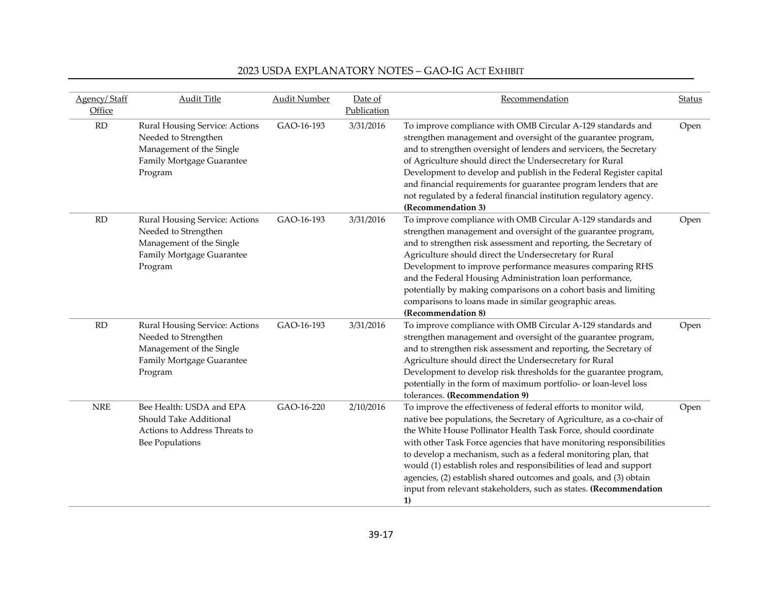| Agency/ Staff Office | Audit Title | Audit Number | Date of Publication | Recommendation | Status |
|---|---|---|---|---|---|
| RD | Rural Housing Service: Actions Needed to Strengthen Management of the Single Family Mortgage Guarantee Program | GAO-16-193 | 3/31/2016 | To improve compliance with OMB Circular A-129 standards and strengthen management and oversight of the guarantee program, and to strengthen oversight of lenders and servicers, the Secretary of Agriculture should direct the Undersecretary for Rural Development to develop and publish in the Federal Register capital and financial requirements for guarantee program lenders that are not regulated by a federal financial institution regulatory agency. **(Recommendation 3)** | Open |
| RD | Rural Housing Service: Actions Needed to Strengthen Management of the Single Family Mortgage Guarantee Program | GAO-16-193 | 3/31/2016 | To improve compliance with OMB Circular A-129 standards and strengthen management and oversight of the guarantee program, and to strengthen risk assessment and reporting, the Secretary of Agriculture should direct the Undersecretary for Rural Development to improve performance measures comparing RHS and the Federal Housing Administration loan performance, potentially by making comparisons on a cohort basis and limiting comparisons to loans made in similar geographic areas. **(Recommendation 8)** | Open |
| RD | Rural Housing Service: Actions Needed to Strengthen Management of the Single Family Mortgage Guarantee Program | GAO-16-193 | 3/31/2016 | To improve compliance with OMB Circular A-129 standards and strengthen management and oversight of the guarantee program, and to strengthen risk assessment and reporting, the Secretary of Agriculture should direct the Undersecretary for Rural Development to develop risk thresholds for the guarantee program, potentially in the form of maximum portfolio- or loan-level loss tolerances. **(Recommendation 9)** | Open |
| NRE | Bee Health: USDA and EPA Should Take Additional Actions to Address Threats to Bee Populations | GAO-16-220 | 2/10/2016 | To improve the effectiveness of federal efforts to monitor wild, native bee populations, the Secretary of Agriculture, as a co-chair of the White House Pollinator Health Task Force, should coordinate with other Task Force agencies that have monitoring responsibilities to develop a mechanism, such as a federal monitoring plan, that would (1) establish roles and responsibilities of lead and support agencies, (2) establish shared outcomes and goals, and (3) obtain input from relevant stakeholders, such as states. **(Recommendation 1)** | Open |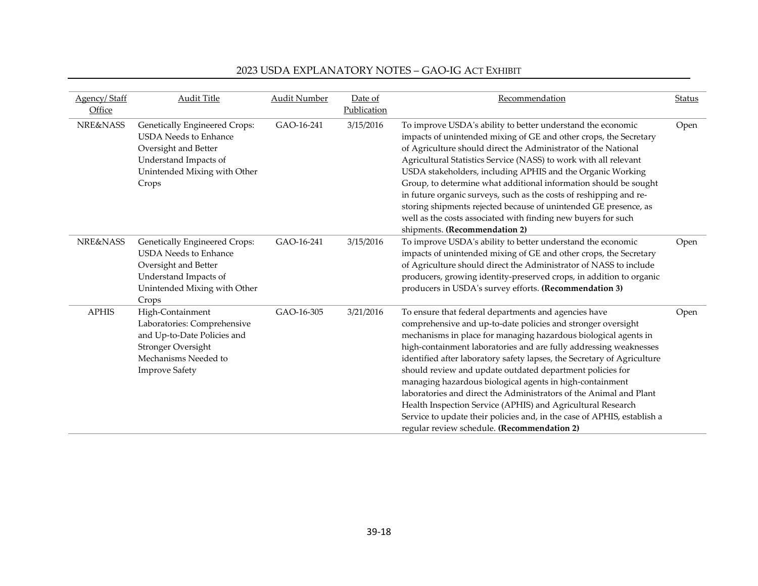| Agency/ Staff Office | Audit Title | Audit Number | Date of Publication | Recommendation | Status |
|---|---|---|---|---|---|
| NRE&NASS | Genetically Engineered Crops: USDA Needs to Enhance Oversight and Better Understand Impacts of Unintended Mixing with Other Crops | GAO-16-241 | 3/15/2016 | To improve USDA's ability to better understand the economic impacts of unintended mixing of GE and other crops, the Secretary of Agriculture should direct the Administrator of the National Agricultural Statistics Service (NASS) to work with all relevant USDA stakeholders, including APHIS and the Organic Working Group, to determine what additional information should be sought in future organic surveys, such as the costs of reshipping and re-storing shipments rejected because of unintended GE presence, as well as the costs associated with finding new buyers for such shipments. **(Recommendation 2)** | Open |
| NRE&NASS | Genetically Engineered Crops: USDA Needs to Enhance Oversight and Better Understand Impacts of Unintended Mixing with Other Crops | GAO-16-241 | 3/15/2016 | To improve USDA's ability to better understand the economic impacts of unintended mixing of GE and other crops, the Secretary of Agriculture should direct the Administrator of NASS to include producers, growing identity-preserved crops, in addition to organic producers in USDA's survey efforts. **(Recommendation 3)** | Open |
| APHIS | High-Containment Laboratories: Comprehensive and Up-to-Date Policies and Stronger Oversight Mechanisms Needed to Improve Safety | GAO-16-305 | 3/21/2016 | To ensure that federal departments and agencies have comprehensive and up-to-date policies and stronger oversight mechanisms in place for managing hazardous biological agents in high-containment laboratories and are fully addressing weaknesses identified after laboratory safety lapses, the Secretary of Agriculture should review and update outdated department policies for managing hazardous biological agents in high-containment laboratories and direct the Administrators of the Animal and Plant Health Inspection Service (APHIS) and Agricultural Research Service to update their policies and, in the case of APHIS, establish a regular review schedule. **(Recommendation 2)** | Open |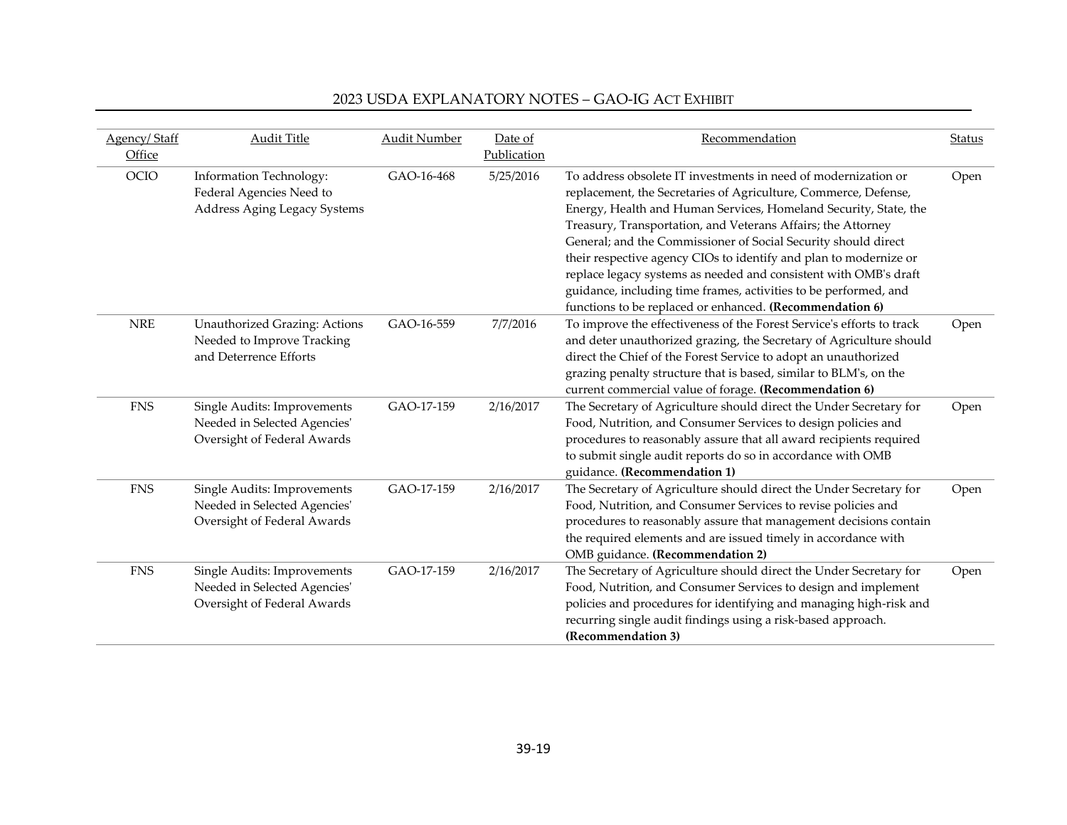| Agency/ Staff Office | Audit Title | Audit Number | Date of Publication | Recommendation | Status |
|---|---|---|---|---|---|
| OCIO | Information Technology: Federal Agencies Need to Address Aging Legacy Systems | GAO-16-468 | 5/25/2016 | To address obsolete IT investments in need of modernization or replacement, the Secretaries of Agriculture, Commerce, Defense, Energy, Health and Human Services, Homeland Security, State, the Treasury, Transportation, and Veterans Affairs; the Attorney General; and the Commissioner of Social Security should direct their respective agency CIOs to identify and plan to modernize or replace legacy systems as needed and consistent with OMB's draft guidance, including time frames, activities to be performed, and functions to be replaced or enhanced. **(Recommendation 6)** | Open |
| NRE | Unauthorized Grazing: Actions Needed to Improve Tracking and Deterrence Efforts | GAO-16-559 | 7/7/2016 | To improve the effectiveness of the Forest Service's efforts to track and deter unauthorized grazing, the Secretary of Agriculture should direct the Chief of the Forest Service to adopt an unauthorized grazing penalty structure that is based, similar to BLM's, on the current commercial value of forage. **(Recommendation 6)** | Open |
| FNS | Single Audits: Improvements Needed in Selected Agencies' Oversight of Federal Awards | GAO-17-159 | 2/16/2017 | The Secretary of Agriculture should direct the Under Secretary for Food, Nutrition, and Consumer Services to design policies and procedures to reasonably assure that all award recipients required to submit single audit reports do so in accordance with OMB guidance. **(Recommendation 1)** | Open |
| FNS | Single Audits: Improvements Needed in Selected Agencies' Oversight of Federal Awards | GAO-17-159 | 2/16/2017 | The Secretary of Agriculture should direct the Under Secretary for Food, Nutrition, and Consumer Services to revise policies and procedures to reasonably assure that management decisions contain the required elements and are issued timely in accordance with OMB guidance. **(Recommendation 2)** | Open |
| FNS | Single Audits: Improvements Needed in Selected Agencies' Oversight of Federal Awards | GAO-17-159 | 2/16/2017 | The Secretary of Agriculture should direct the Under Secretary for Food, Nutrition, and Consumer Services to design and implement policies and procedures for identifying and managing high-risk and recurring single audit findings using a risk-based approach. **(Recommendation 3)** | Open |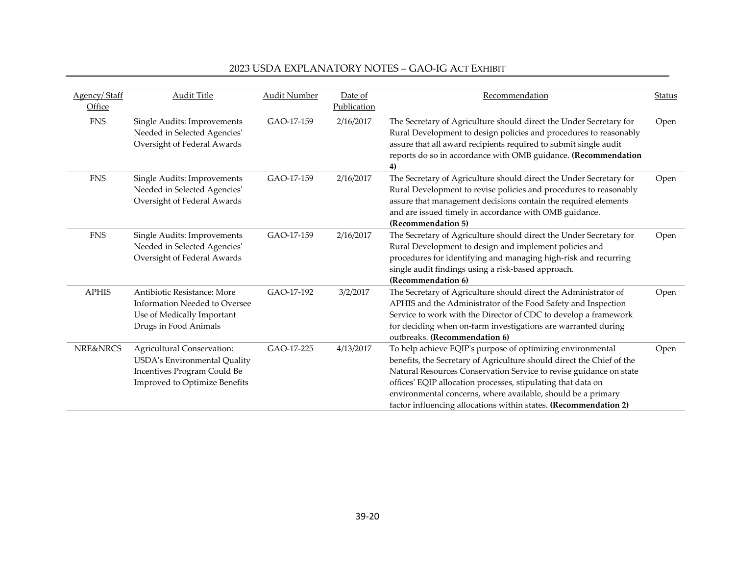| Agency/ Staff Office | Audit Title | Audit Number | Date of Publication | Recommendation | Status |
|---|---|---|---|---|---|
| FNS | Single Audits: Improvements Needed in Selected Agencies' Oversight of Federal Awards | GAO-17-159 | 2/16/2017 | The Secretary of Agriculture should direct the Under Secretary for Rural Development to design policies and procedures to reasonably assure that all award recipients required to submit single audit reports do so in accordance with OMB guidance. **(Recommendation 4)** | Open |
| FNS | Single Audits: Improvements Needed in Selected Agencies' Oversight of Federal Awards | GAO-17-159 | 2/16/2017 | The Secretary of Agriculture should direct the Under Secretary for Rural Development to revise policies and procedures to reasonably assure that management decisions contain the required elements and are issued timely in accordance with OMB guidance. **(Recommendation 5)** | Open |
| FNS | Single Audits: Improvements Needed in Selected Agencies' Oversight of Federal Awards | GAO-17-159 | 2/16/2017 | The Secretary of Agriculture should direct the Under Secretary for Rural Development to design and implement policies and procedures for identifying and managing high-risk and recurring single audit findings using a risk-based approach. **(Recommendation 6)** | Open |
| APHIS | Antibiotic Resistance: More Information Needed to Oversee Use of Medically Important Drugs in Food Animals | GAO-17-192 | 3/2/2017 | The Secretary of Agriculture should direct the Administrator of APHIS and the Administrator of the Food Safety and Inspection Service to work with the Director of CDC to develop a framework for deciding when on-farm investigations are warranted during outbreaks. **(Recommendation 6)** | Open |
| NRE&NRCS | Agricultural Conservation: USDA's Environmental Quality Incentives Program Could Be Improved to Optimize Benefits | GAO-17-225 | 4/13/2017 | To help achieve EQIP's purpose of optimizing environmental benefits, the Secretary of Agriculture should direct the Chief of the Natural Resources Conservation Service to revise guidance on state offices' EQIP allocation processes, stipulating that data on environmental concerns, where available, should be a primary factor influencing allocations within states. **(Recommendation 2)** | Open |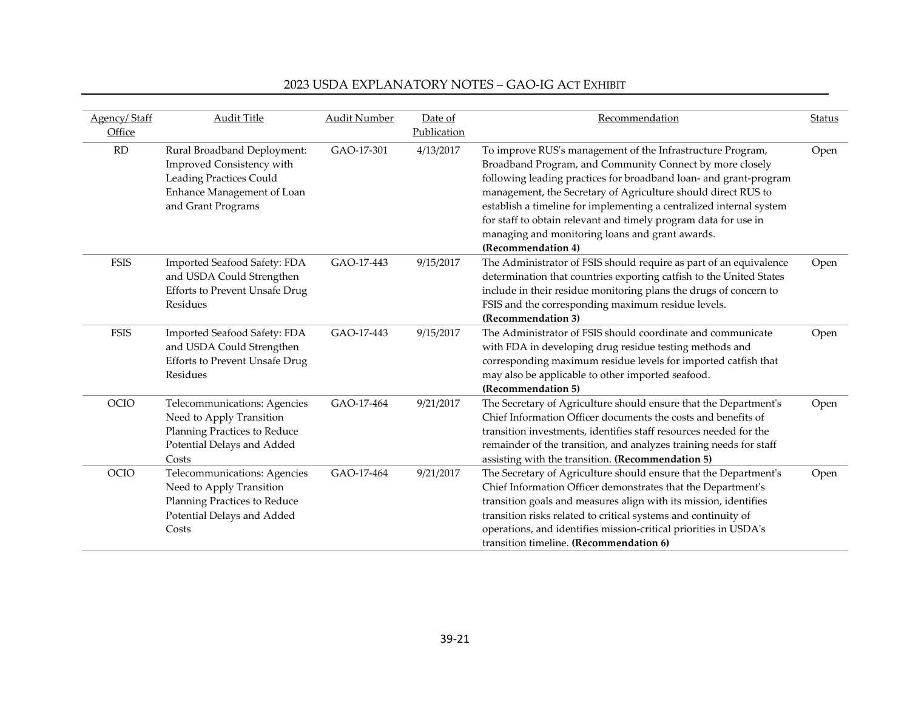| Agency/ Staff Office | Audit Title | Audit Number | Date of Publication | Recommendation | Status |
|---|---|---|---|---|---|
| RD | Rural Broadband Deployment: Improved Consistency with Leading Practices Could Enhance Management of Loan and Grant Programs | GAO-17-301 | 4/13/2017 | To improve RUS's management of the Infrastructure Program, Broadband Program, and Community Connect by more closely following leading practices for broadband loan- and grant-program management, the Secretary of Agriculture should direct RUS to establish a timeline for implementing a centralized internal system for staff to obtain relevant and timely program data for use in managing and monitoring loans and grant awards. **(Recommendation 4)** | Open |
| FSIS | Imported Seafood Safety: FDA and USDA Could Strengthen Efforts to Prevent Unsafe Drug Residues | GAO-17-443 | 9/15/2017 | The Administrator of FSIS should require as part of an equivalence determination that countries exporting catfish to the United States include in their residue monitoring plans the drugs of concern to FSIS and the corresponding maximum residue levels. **(Recommendation 3)** | Open |
| FSIS | Imported Seafood Safety: FDA and USDA Could Strengthen Efforts to Prevent Unsafe Drug Residues | GAO-17-443 | 9/15/2017 | The Administrator of FSIS should coordinate and communicate with FDA in developing drug residue testing methods and corresponding maximum residue levels for imported catfish that may also be applicable to other imported seafood. **(Recommendation 5)** | Open |
| OCIO | Telecommunications: Agencies Need to Apply Transition Planning Practices to Reduce Potential Delays and Added Costs | GAO-17-464 | 9/21/2017 | The Secretary of Agriculture should ensure that the Department's Chief Information Officer documents the costs and benefits of transition investments, identifies staff resources needed for the remainder of the transition, and analyzes training needs for staff assisting with the transition. **(Recommendation 5)** | Open |
| OCIO | Telecommunications: Agencies Need to Apply Transition Planning Practices to Reduce Potential Delays and Added Costs | GAO-17-464 | 9/21/2017 | The Secretary of Agriculture should ensure that the Department's Chief Information Officer demonstrates that the Department's transition goals and measures align with its mission, identifies transition risks related to critical systems and continuity of operations, and identifies mission-critical priorities in USDA's transition timeline. **(Recommendation 6)** | Open |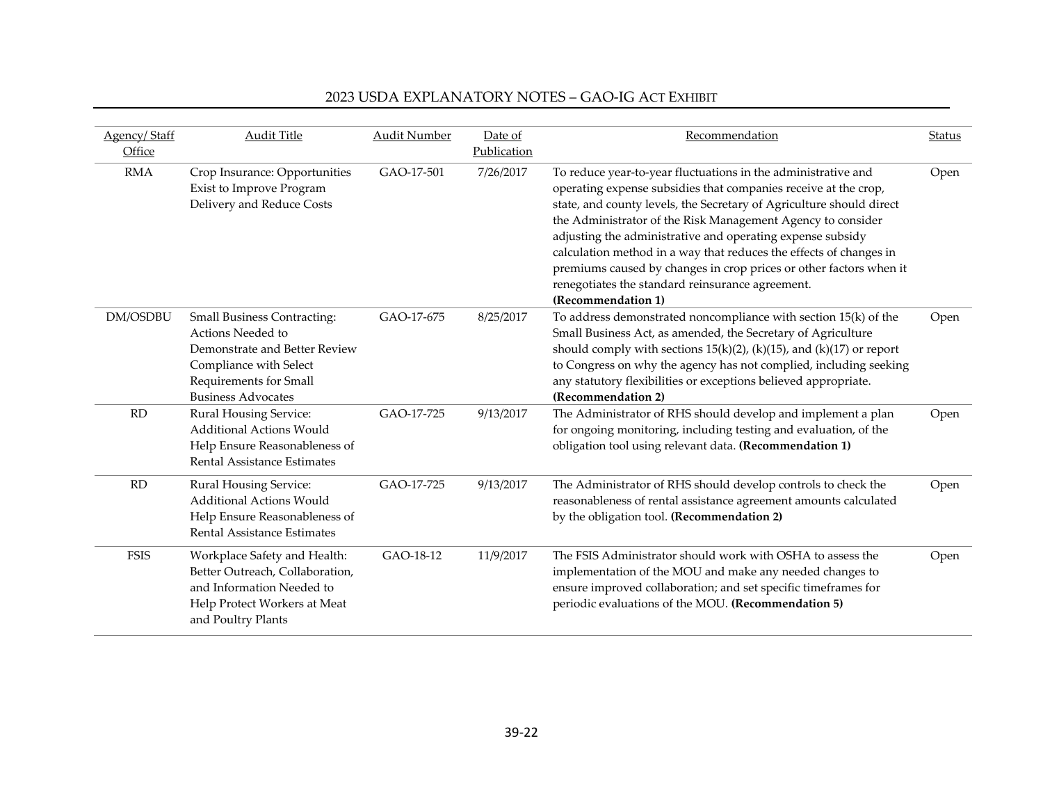| Agency/ Staff Office | Audit Title | Audit Number | Date of Publication | Recommendation | Status |
|---|---|---|---|---|---|
| RMA | Crop Insurance: Opportunities Exist to Improve Program Delivery and Reduce Costs | GAO-17-501 | 7/26/2017 | To reduce year-to-year fluctuations in the administrative and operating expense subsidies that companies receive at the crop, state, and county levels, the Secretary of Agriculture should direct the Administrator of the Risk Management Agency to consider adjusting the administrative and operating expense subsidy calculation method in a way that reduces the effects of changes in premiums caused by changes in crop prices or other factors when it renegotiates the standard reinsurance agreement. **(Recommendation 1)** | Open |
| DM/OSDBU | Small Business Contracting: Actions Needed to Demonstrate and Better Review Compliance with Select Requirements for Small Business Advocates | GAO-17-675 | 8/25/2017 | To address demonstrated noncompliance with section 15(k) of the Small Business Act, as amended, the Secretary of Agriculture should comply with sections 15(k)(2), (k)(15), and (k)(17) or report to Congress on why the agency has not complied, including seeking any statutory flexibilities or exceptions believed appropriate. **(Recommendation 2)** | Open |
| RD | Rural Housing Service: Additional Actions Would Help Ensure Reasonableness of Rental Assistance Estimates | GAO-17-725 | 9/13/2017 | The Administrator of RHS should develop and implement a plan for ongoing monitoring, including testing and evaluation, of the obligation tool using relevant data. **(Recommendation 1)** | Open |
| RD | Rural Housing Service: Additional Actions Would Help Ensure Reasonableness of Rental Assistance Estimates | GAO-17-725 | 9/13/2017 | The Administrator of RHS should develop controls to check the reasonableness of rental assistance agreement amounts calculated by the obligation tool. **(Recommendation 2)** | Open |
| FSIS | Workplace Safety and Health: Better Outreach, Collaboration, and Information Needed to Help Protect Workers at Meat and Poultry Plants | GAO-18-12 | 11/9/2017 | The FSIS Administrator should work with OSHA to assess the implementation of the MOU and make any needed changes to ensure improved collaboration; and set specific timeframes for periodic evaluations of the MOU. **(Recommendation 5)** | Open |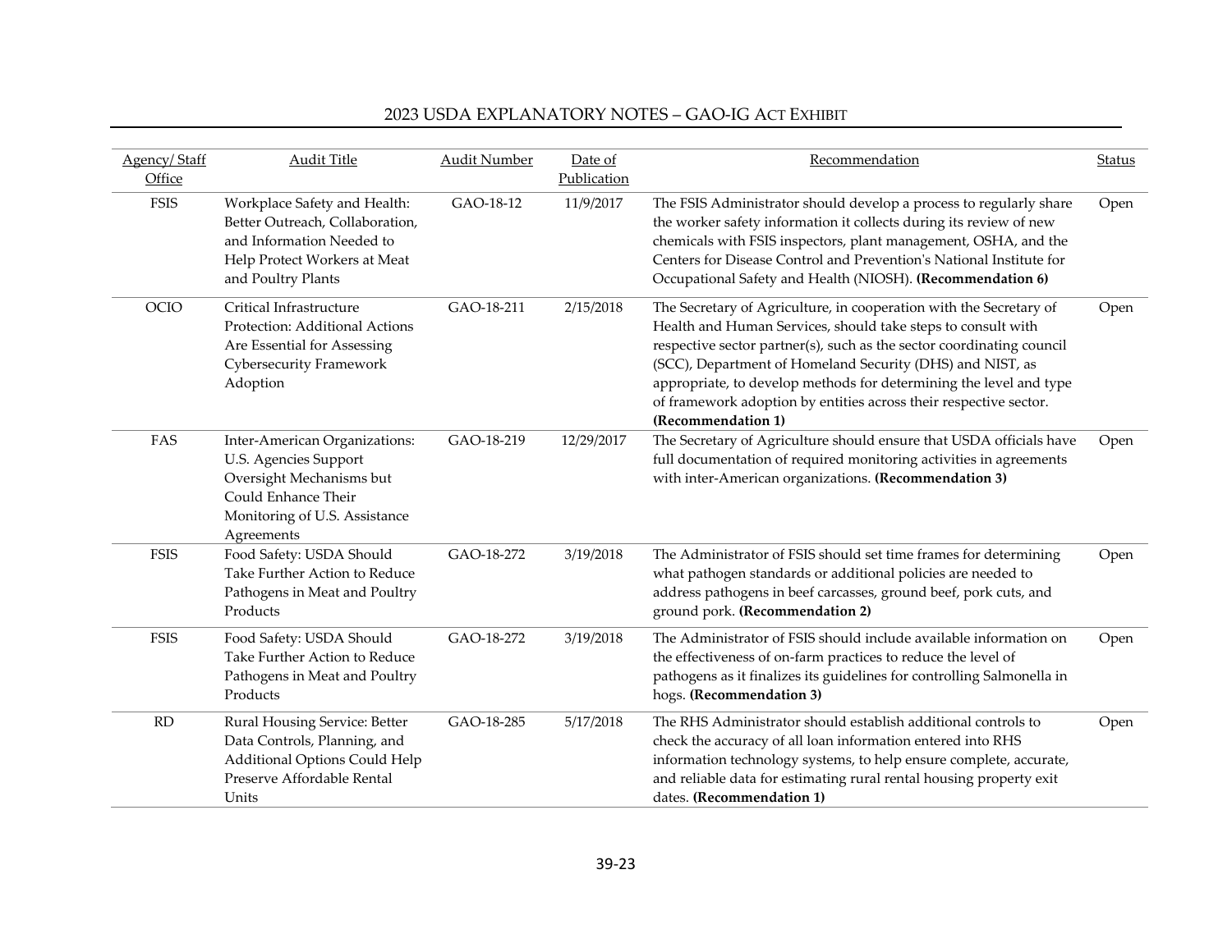| Agency/ Staff Office | Audit Title | Audit Number | Date of Publication | Recommendation | Status |
|---|---|---|---|---|---|
| FSIS | Workplace Safety and Health: Better Outreach, Collaboration, and Information Needed to Help Protect Workers at Meat and Poultry Plants | GAO-18-12 | 11/9/2017 | The FSIS Administrator should develop a process to regularly share the worker safety information it collects during its review of new chemicals with FSIS inspectors, plant management, OSHA, and the Centers for Disease Control and Prevention's National Institute for Occupational Safety and Health (NIOSH). **(Recommendation 6)** | Open |
| OCIO | Critical Infrastructure Protection: Additional Actions Are Essential for Assessing Cybersecurity Framework Adoption | GAO-18-211 | 2/15/2018 | The Secretary of Agriculture, in cooperation with the Secretary of Health and Human Services, should take steps to consult with respective sector partner(s), such as the sector coordinating council (SCC), Department of Homeland Security (DHS) and NIST, as appropriate, to develop methods for determining the level and type of framework adoption by entities across their respective sector. **(Recommendation 1)** | Open |
| FAS | Inter-American Organizations: U.S. Agencies Support Oversight Mechanisms but Could Enhance Their Monitoring of U.S. Assistance Agreements | GAO-18-219 | 12/29/2017 | The Secretary of Agriculture should ensure that USDA officials have full documentation of required monitoring activities in agreements with inter-American organizations. **(Recommendation 3)** | Open |
| FSIS | Food Safety: USDA Should Take Further Action to Reduce Pathogens in Meat and Poultry Products | GAO-18-272 | 3/19/2018 | The Administrator of FSIS should set time frames for determining what pathogen standards or additional policies are needed to address pathogens in beef carcasses, ground beef, pork cuts, and ground pork. **(Recommendation 2)** | Open |
| FSIS | Food Safety: USDA Should Take Further Action to Reduce Pathogens in Meat and Poultry Products | GAO-18-272 | 3/19/2018 | The Administrator of FSIS should include available information on the effectiveness of on-farm practices to reduce the level of pathogens as it finalizes its guidelines for controlling Salmonella in hogs. **(Recommendation 3)** | Open |
| RD | Rural Housing Service: Better Data Controls, Planning, and Additional Options Could Help Preserve Affordable Rental Units | GAO-18-285 | 5/17/2018 | The RHS Administrator should establish additional controls to check the accuracy of all loan information entered into RHS information technology systems, to help ensure complete, accurate, and reliable data for estimating rural rental housing property exit dates. **(Recommendation 1)** | Open |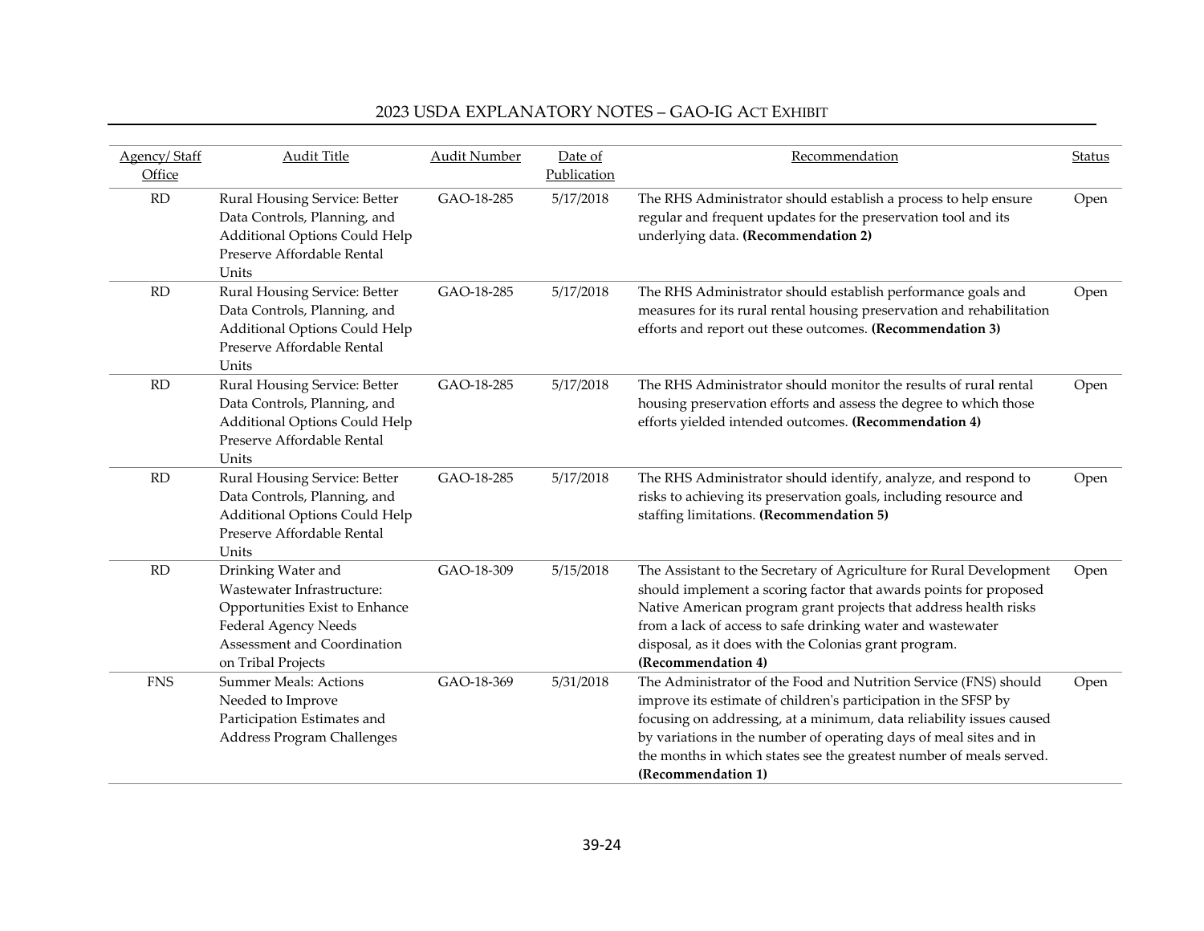| Agency/ Staff Office | Audit Title | Audit Number | Date of Publication | Recommendation | Status |
|---|---|---|---|---|---|
| RD | Rural Housing Service: Better Data Controls, Planning, and Additional Options Could Help Preserve Affordable Rental Units | GAO-18-285 | 5/17/2018 | The RHS Administrator should establish a process to help ensure regular and frequent updates for the preservation tool and its underlying data. **(Recommendation 2)** | Open |
| RD | Rural Housing Service: Better Data Controls, Planning, and Additional Options Could Help Preserve Affordable Rental Units | GAO-18-285 | 5/17/2018 | The RHS Administrator should establish performance goals and measures for its rural rental housing preservation and rehabilitation efforts and report out these outcomes. **(Recommendation 3)** | Open |
| RD | Rural Housing Service: Better Data Controls, Planning, and Additional Options Could Help Preserve Affordable Rental Units | GAO-18-285 | 5/17/2018 | The RHS Administrator should monitor the results of rural rental housing preservation efforts and assess the degree to which those efforts yielded intended outcomes. **(Recommendation 4)** | Open |
| RD | Rural Housing Service: Better Data Controls, Planning, and Additional Options Could Help Preserve Affordable Rental Units | GAO-18-285 | 5/17/2018 | The RHS Administrator should identify, analyze, and respond to risks to achieving its preservation goals, including resource and staffing limitations. **(Recommendation 5)** | Open |
| RD | Drinking Water and Wastewater Infrastructure: Opportunities Exist to Enhance Federal Agency Needs Assessment and Coordination on Tribal Projects | GAO-18-309 | 5/15/2018 | The Assistant to the Secretary of Agriculture for Rural Development should implement a scoring factor that awards points for proposed Native American program grant projects that address health risks from a lack of access to safe drinking water and wastewater disposal, as it does with the Colonias grant program. **(Recommendation 4)** | Open |
| FNS | Summer Meals: Actions Needed to Improve Participation Estimates and Address Program Challenges | GAO-18-369 | 5/31/2018 | The Administrator of the Food and Nutrition Service (FNS) should improve its estimate of children's participation in the SFSP by focusing on addressing, at a minimum, data reliability issues caused by variations in the number of operating days of meal sites and in the months in which states see the greatest number of meals served. **(Recommendation 1)** | Open |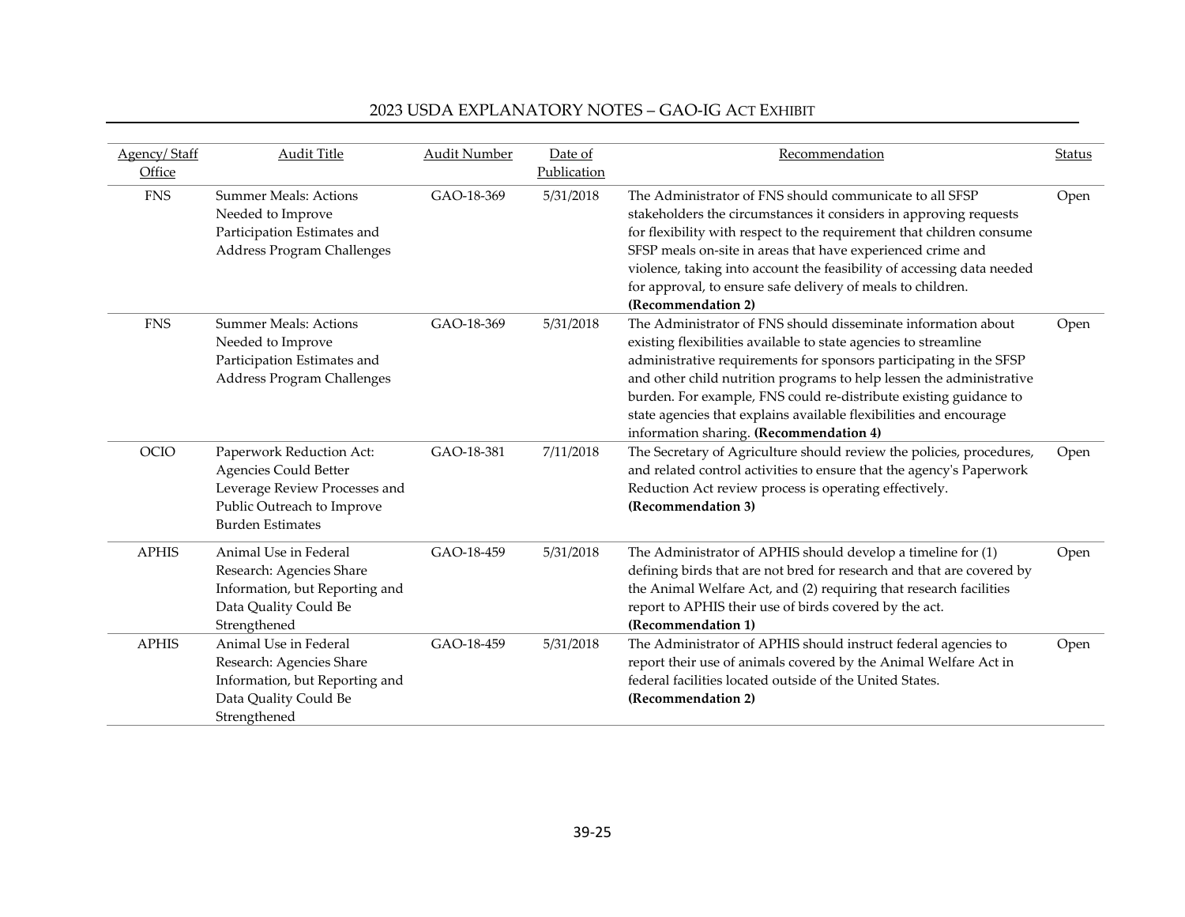| Agency/ Staff Office | Audit Title | Audit Number | Date of Publication | Recommendation | Status |
|---|---|---|---|---|---|
| FNS | Summer Meals: Actions Needed to Improve Participation Estimates and Address Program Challenges | GAO-18-369 | 5/31/2018 | The Administrator of FNS should communicate to all SFSP stakeholders the circumstances it considers in approving requests for flexibility with respect to the requirement that children consume SFSP meals on-site in areas that have experienced crime and violence, taking into account the feasibility of accessing data needed for approval, to ensure safe delivery of meals to children. **(Recommendation 2)** | Open |
| FNS | Summer Meals: Actions Needed to Improve Participation Estimates and Address Program Challenges | GAO-18-369 | 5/31/2018 | The Administrator of FNS should disseminate information about existing flexibilities available to state agencies to streamline administrative requirements for sponsors participating in the SFSP and other child nutrition programs to help lessen the administrative burden. For example, FNS could re-distribute existing guidance to state agencies that explains available flexibilities and encourage information sharing. **(Recommendation 4)** | Open |
| OCIO | Paperwork Reduction Act: Agencies Could Better Leverage Review Processes and Public Outreach to Improve Burden Estimates | GAO-18-381 | 7/11/2018 | The Secretary of Agriculture should review the policies, procedures, and related control activities to ensure that the agency's Paperwork Reduction Act review process is operating effectively. **(Recommendation 3)** | Open |
| APHIS | Animal Use in Federal Research: Agencies Share Information, but Reporting and Data Quality Could Be Strengthened | GAO-18-459 | 5/31/2018 | The Administrator of APHIS should develop a timeline for (1) defining birds that are not bred for research and that are covered by the Animal Welfare Act, and (2) requiring that research facilities report to APHIS their use of birds covered by the act. **(Recommendation 1)** | Open |
| APHIS | Animal Use in Federal Research: Agencies Share Information, but Reporting and Data Quality Could Be Strengthened | GAO-18-459 | 5/31/2018 | The Administrator of APHIS should instruct federal agencies to report their use of animals covered by the Animal Welfare Act in federal facilities located outside of the United States. **(Recommendation 2)** | Open |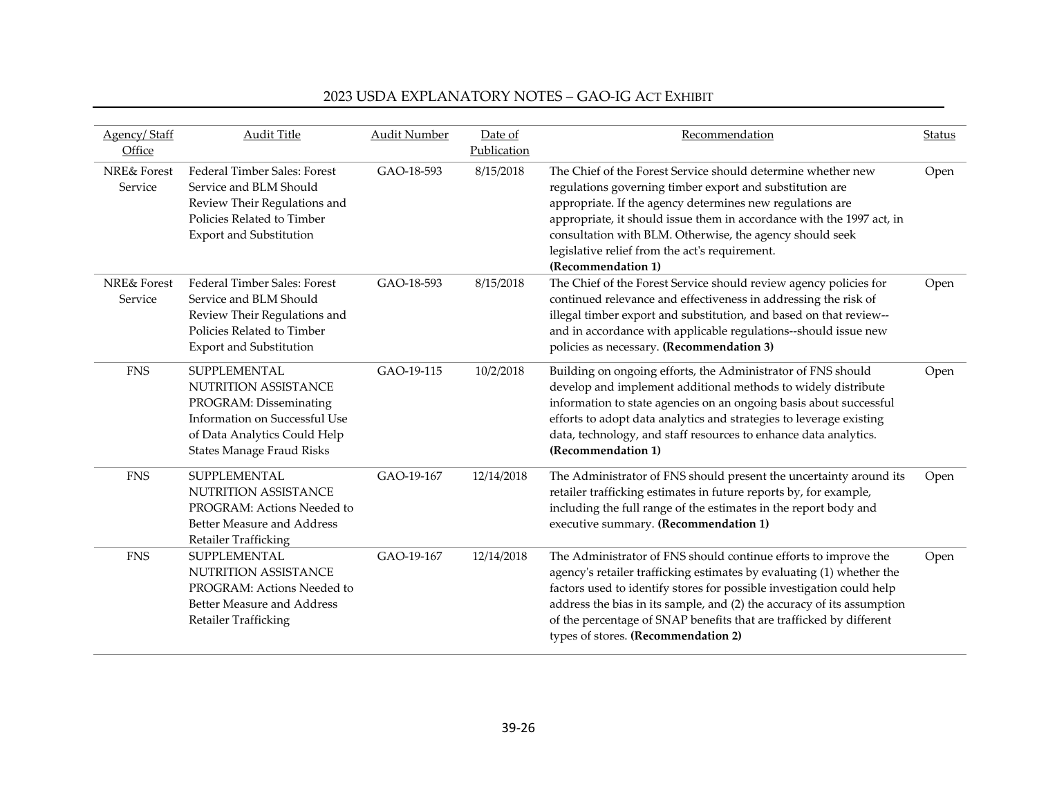| Agency/ Staff Office | Audit Title | Audit Number | Date of Publication | Recommendation | Status |
|---|---|---|---|---|---|
| NRE& Forest Service | Federal Timber Sales: Forest Service and BLM Should Review Their Regulations and Policies Related to Timber Export and Substitution | GAO-18-593 | 8/15/2018 | The Chief of the Forest Service should determine whether new regulations governing timber export and substitution are appropriate. If the agency determines new regulations are appropriate, it should issue them in accordance with the 1997 act, in consultation with BLM. Otherwise, the agency should seek legislative relief from the act's requirement. **(Recommendation 1)** | Open |
| NRE& Forest Service | Federal Timber Sales: Forest Service and BLM Should Review Their Regulations and Policies Related to Timber Export and Substitution | GAO-18-593 | 8/15/2018 | The Chief of the Forest Service should review agency policies for continued relevance and effectiveness in addressing the risk of illegal timber export and substitution, and based on that review--and in accordance with applicable regulations--should issue new policies as necessary. **(Recommendation 3)** | Open |
| FNS | SUPPLEMENTAL NUTRITION ASSISTANCE PROGRAM: Disseminating Information on Successful Use of Data Analytics Could Help States Manage Fraud Risks | GAO-19-115 | 10/2/2018 | Building on ongoing efforts, the Administrator of FNS should develop and implement additional methods to widely distribute information to state agencies on an ongoing basis about successful efforts to adopt data analytics and strategies to leverage existing data, technology, and staff resources to enhance data analytics. **(Recommendation 1)** | Open |
| FNS | SUPPLEMENTAL NUTRITION ASSISTANCE PROGRAM: Actions Needed to Better Measure and Address Retailer Trafficking | GAO-19-167 | 12/14/2018 | The Administrator of FNS should present the uncertainty around its retailer trafficking estimates in future reports by, for example, including the full range of the estimates in the report body and executive summary. **(Recommendation 1)** | Open |
| FNS | SUPPLEMENTAL NUTRITION ASSISTANCE PROGRAM: Actions Needed to Better Measure and Address Retailer Trafficking | GAO-19-167 | 12/14/2018 | The Administrator of FNS should continue efforts to improve the agency's retailer trafficking estimates by evaluating (1) whether the factors used to identify stores for possible investigation could help address the bias in its sample, and (2) the accuracy of its assumption of the percentage of SNAP benefits that are trafficked by different types of stores. **(Recommendation 2)** | Open |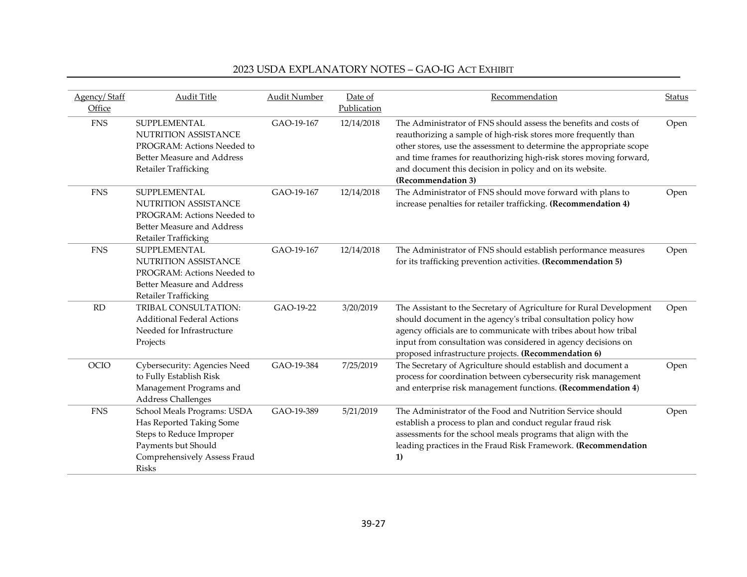| Agency/ Staff Office | Audit Title | Audit Number | Date of Publication | Recommendation | Status |
|---|---|---|---|---|---|
| FNS | SUPPLEMENTAL NUTRITION ASSISTANCE PROGRAM: Actions Needed to Better Measure and Address Retailer Trafficking | GAO-19-167 | 12/14/2018 | The Administrator of FNS should assess the benefits and costs of reauthorizing a sample of high-risk stores more frequently than other stores, use the assessment to determine the appropriate scope and time frames for reauthorizing high-risk stores moving forward, and document this decision in policy and on its website. **(Recommendation 3)** | Open |
| FNS | SUPPLEMENTAL NUTRITION ASSISTANCE PROGRAM: Actions Needed to Better Measure and Address Retailer Trafficking | GAO-19-167 | 12/14/2018 | The Administrator of FNS should move forward with plans to increase penalties for retailer trafficking. **(Recommendation 4)** | Open |
| FNS | SUPPLEMENTAL NUTRITION ASSISTANCE PROGRAM: Actions Needed to Better Measure and Address Retailer Trafficking | GAO-19-167 | 12/14/2018 | The Administrator of FNS should establish performance measures for its trafficking prevention activities. **(Recommendation 5)** | Open |
| RD | TRIBAL CONSULTATION: Additional Federal Actions Needed for Infrastructure Projects | GAO-19-22 | 3/20/2019 | The Assistant to the Secretary of Agriculture for Rural Development should document in the agency's tribal consultation policy how agency officials are to communicate with tribes about how tribal input from consultation was considered in agency decisions on proposed infrastructure projects. **(Recommendation 6)** | Open |
| OCIO | Cybersecurity: Agencies Need to Fully Establish Risk Management Programs and Address Challenges | GAO-19-384 | 7/25/2019 | The Secretary of Agriculture should establish and document a process for coordination between cybersecurity risk management and enterprise risk management functions. **(Recommendation 4)** | Open |
| FNS | School Meals Programs: USDA Has Reported Taking Some Steps to Reduce Improper Payments but Should Comprehensively Assess Fraud Risks | GAO-19-389 | 5/21/2019 | The Administrator of the Food and Nutrition Service should establish a process to plan and conduct regular fraud risk assessments for the school meals programs that align with the leading practices in the Fraud Risk Framework. **(Recommendation 1)** | Open |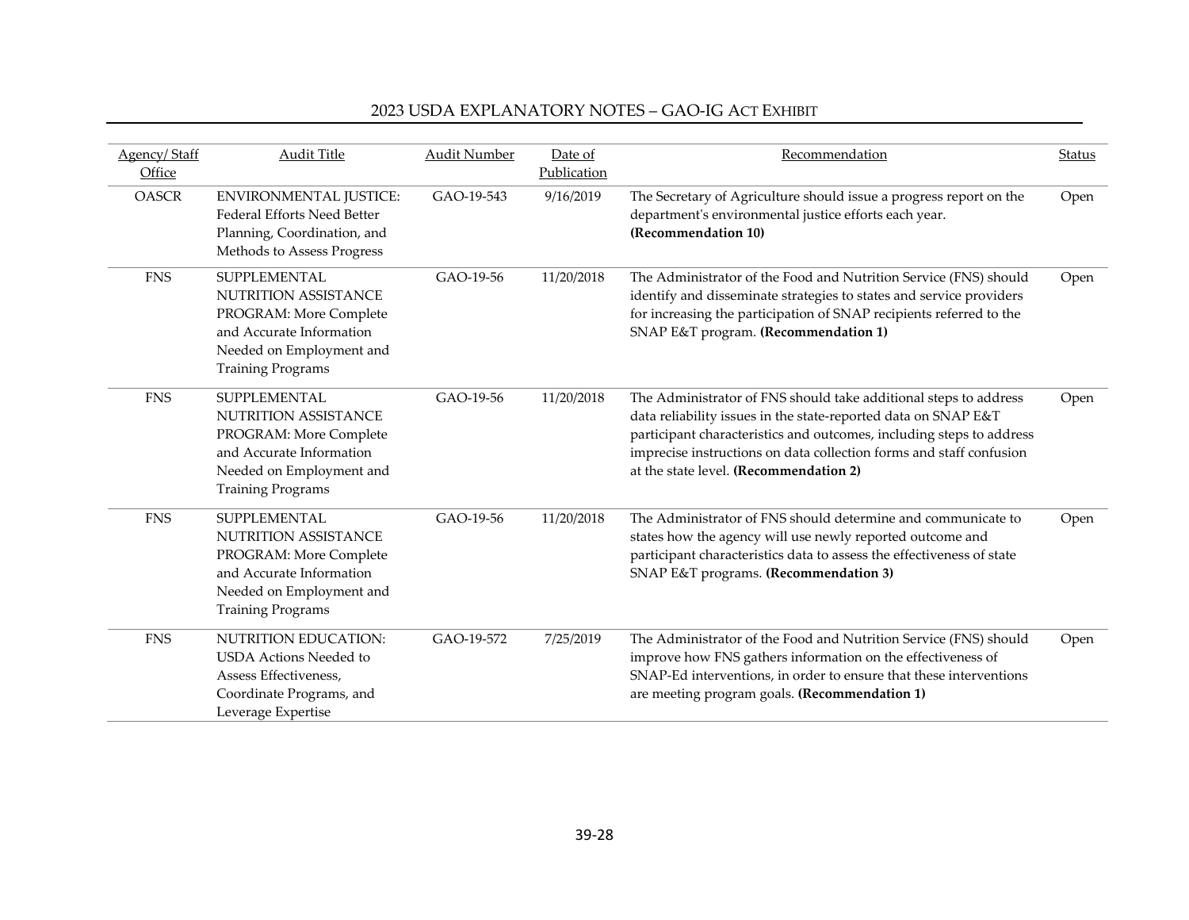| Agency/ Staff Office | Audit Title | Audit Number | Date of Publication | Recommendation | Status |
|---|---|---|---|---|---|
| OASCR | ENVIRONMENTAL JUSTICE: Federal Efforts Need Better Planning, Coordination, and Methods to Assess Progress | GAO-19-543 | 9/16/2019 | The Secretary of Agriculture should issue a progress report on the department's environmental justice efforts each year. **(Recommendation 10)** | Open |
| FNS | SUPPLEMENTAL NUTRITION ASSISTANCE PROGRAM: More Complete and Accurate Information Needed on Employment and Training Programs | GAO-19-56 | 11/20/2018 | The Administrator of the Food and Nutrition Service (FNS) should identify and disseminate strategies to states and service providers for increasing the participation of SNAP recipients referred to the SNAP E&T program. **(Recommendation 1)** | Open |
| FNS | SUPPLEMENTAL NUTRITION ASSISTANCE PROGRAM: More Complete and Accurate Information Needed on Employment and Training Programs | GAO-19-56 | 11/20/2018 | The Administrator of FNS should take additional steps to address data reliability issues in the state-reported data on SNAP E&T participant characteristics and outcomes, including steps to address imprecise instructions on data collection forms and staff confusion at the state level. **(Recommendation 2)** | Open |
| FNS | SUPPLEMENTAL NUTRITION ASSISTANCE PROGRAM: More Complete and Accurate Information Needed on Employment and Training Programs | GAO-19-56 | 11/20/2018 | The Administrator of FNS should determine and communicate to states how the agency will use newly reported outcome and participant characteristics data to assess the effectiveness of state SNAP E&T programs. **(Recommendation 3)** | Open |
| FNS | NUTRITION EDUCATION: USDA Actions Needed to Assess Effectiveness, Coordinate Programs, and Leverage Expertise | GAO-19-572 | 7/25/2019 | The Administrator of the Food and Nutrition Service (FNS) should improve how FNS gathers information on the effectiveness of SNAP-Ed interventions, in order to ensure that these interventions are meeting program goals. **(Recommendation 1)** | Open |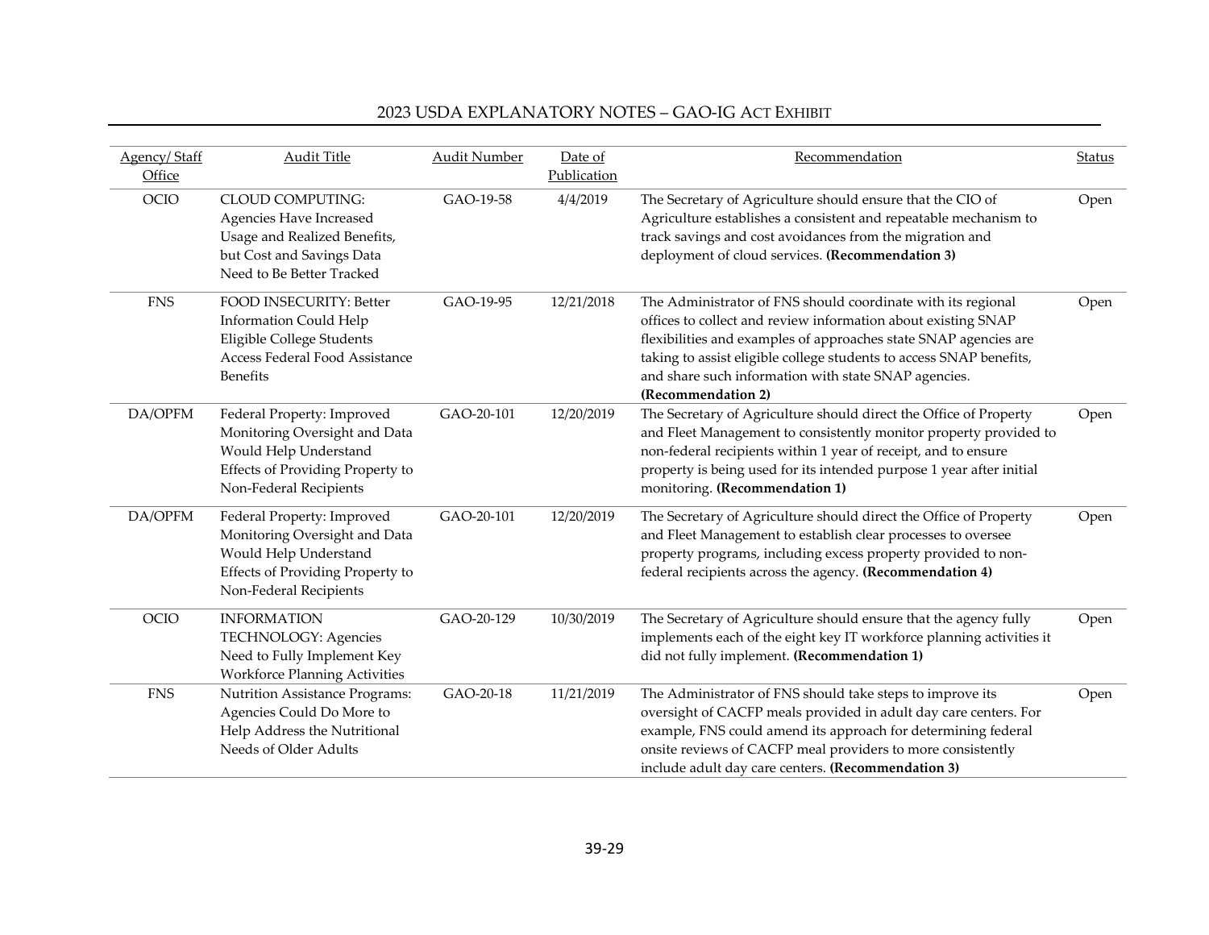| Agency/ Staff Office | Audit Title | Audit Number | Date of Publication | Recommendation | Status |
|---|---|---|---|---|---|
| OCIO | CLOUD COMPUTING: Agencies Have Increased Usage and Realized Benefits, but Cost and Savings Data Need to Be Better Tracked | GAO-19-58 | 4/4/2019 | The Secretary of Agriculture should ensure that the CIO of Agriculture establishes a consistent and repeatable mechanism to track savings and cost avoidances from the migration and deployment of cloud services. **(Recommendation 3)** | Open |
| FNS | FOOD INSECURITY: Better Information Could Help Eligible College Students Access Federal Food Assistance Benefits | GAO-19-95 | 12/21/2018 | The Administrator of FNS should coordinate with its regional offices to collect and review information about existing SNAP flexibilities and examples of approaches state SNAP agencies are taking to assist eligible college students to access SNAP benefits, and share such information with state SNAP agencies. **(Recommendation 2)** | Open |
| DA/OPFM | Federal Property: Improved Monitoring Oversight and Data Would Help Understand Effects of Providing Property to Non-Federal Recipients | GAO-20-101 | 12/20/2019 | The Secretary of Agriculture should direct the Office of Property and Fleet Management to consistently monitor property provided to non-federal recipients within 1 year of receipt, and to ensure property is being used for its intended purpose 1 year after initial monitoring. **(Recommendation 1)** | Open |
| DA/OPFM | Federal Property: Improved Monitoring Oversight and Data Would Help Understand Effects of Providing Property to Non-Federal Recipients | GAO-20-101 | 12/20/2019 | The Secretary of Agriculture should direct the Office of Property and Fleet Management to establish clear processes to oversee property programs, including excess property provided to non-federal recipients across the agency. **(Recommendation 4)** | Open |
| OCIO | INFORMATION TECHNOLOGY: Agencies Need to Fully Implement Key Workforce Planning Activities | GAO-20-129 | 10/30/2019 | The Secretary of Agriculture should ensure that the agency fully implements each of the eight key IT workforce planning activities it did not fully implement. **(Recommendation 1)** | Open |
| FNS | Nutrition Assistance Programs: Agencies Could Do More to Help Address the Nutritional Needs of Older Adults | GAO-20-18 | 11/21/2019 | The Administrator of FNS should take steps to improve its oversight of CACFP meals provided in adult day care centers. For example, FNS could amend its approach for determining federal onsite reviews of CACFP meal providers to more consistently include adult day care centers. **(Recommendation 3)** | Open |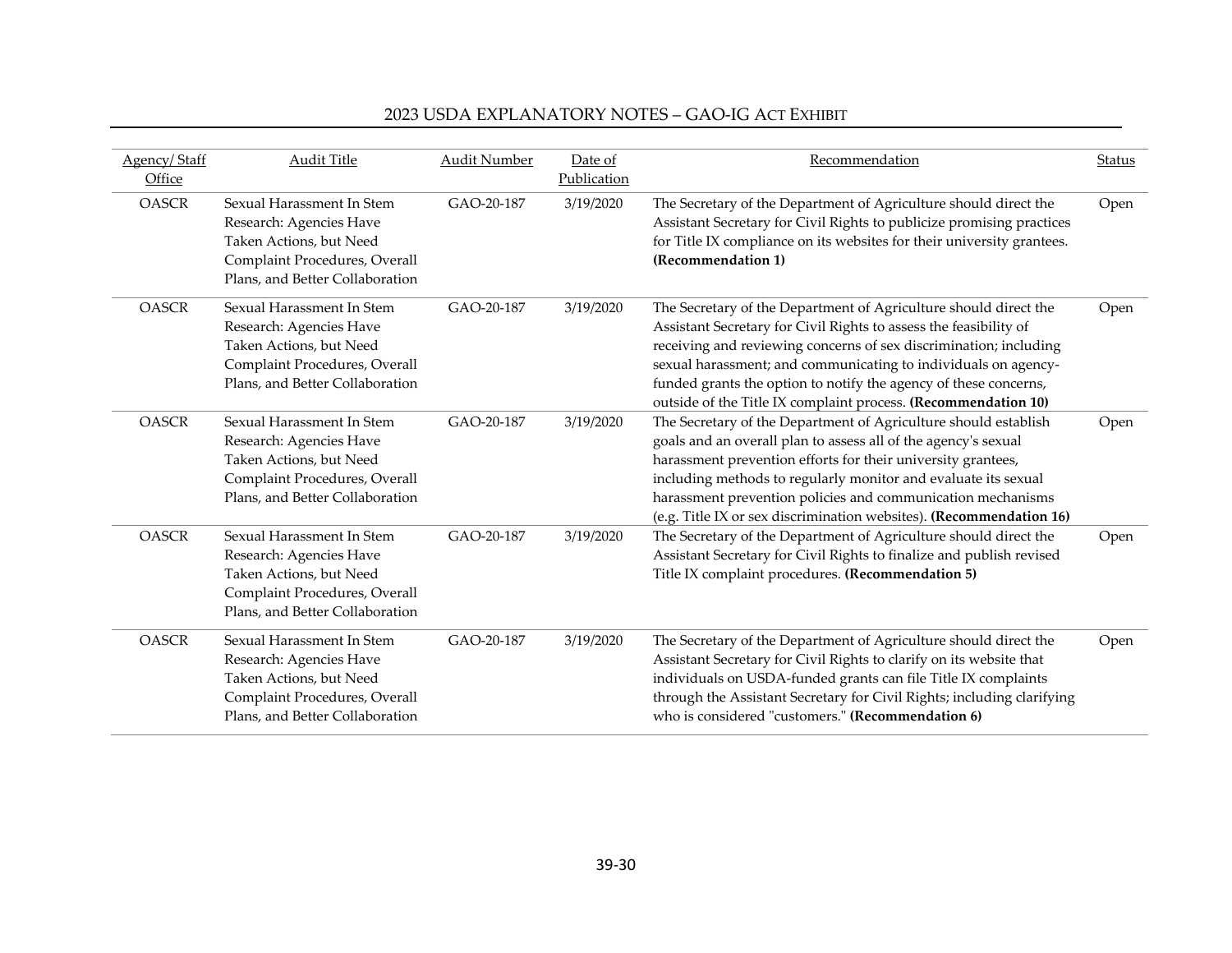| Agency/ Staff Office | Audit Title | Audit Number | Date of Publication | Recommendation | Status |
|---|---|---|---|---|---|
| OASCR | Sexual Harassment In Stem Research: Agencies Have Taken Actions, but Need Complaint Procedures, Overall Plans, and Better Collaboration | GAO-20-187 | 3/19/2020 | The Secretary of the Department of Agriculture should direct the Assistant Secretary for Civil Rights to publicize promising practices for Title IX compliance on its websites for their university grantees. **(Recommendation 1)** | Open |
| OASCR | Sexual Harassment In Stem Research: Agencies Have Taken Actions, but Need Complaint Procedures, Overall Plans, and Better Collaboration | GAO-20-187 | 3/19/2020 | The Secretary of the Department of Agriculture should direct the Assistant Secretary for Civil Rights to assess the feasibility of receiving and reviewing concerns of sex discrimination; including sexual harassment; and communicating to individuals on agency-funded grants the option to notify the agency of these concerns, outside of the Title IX complaint process. **(Recommendation 10)** | Open |
| OASCR | Sexual Harassment In Stem Research: Agencies Have Taken Actions, but Need Complaint Procedures, Overall Plans, and Better Collaboration | GAO-20-187 | 3/19/2020 | The Secretary of the Department of Agriculture should establish goals and an overall plan to assess all of the agency's sexual harassment prevention efforts for their university grantees, including methods to regularly monitor and evaluate its sexual harassment prevention policies and communication mechanisms (e.g. Title IX or sex discrimination websites). **(Recommendation 16)** | Open |
| OASCR | Sexual Harassment In Stem Research: Agencies Have Taken Actions, but Need Complaint Procedures, Overall Plans, and Better Collaboration | GAO-20-187 | 3/19/2020 | The Secretary of the Department of Agriculture should direct the Assistant Secretary for Civil Rights to finalize and publish revised Title IX complaint procedures. **(Recommendation 5)** | Open |
| OASCR | Sexual Harassment In Stem Research: Agencies Have Taken Actions, but Need Complaint Procedures, Overall Plans, and Better Collaboration | GAO-20-187 | 3/19/2020 | The Secretary of the Department of Agriculture should direct the Assistant Secretary for Civil Rights to clarify on its website that individuals on USDA-funded grants can file Title IX complaints through the Assistant Secretary for Civil Rights; including clarifying who is considered "customers." **(Recommendation 6)** | Open |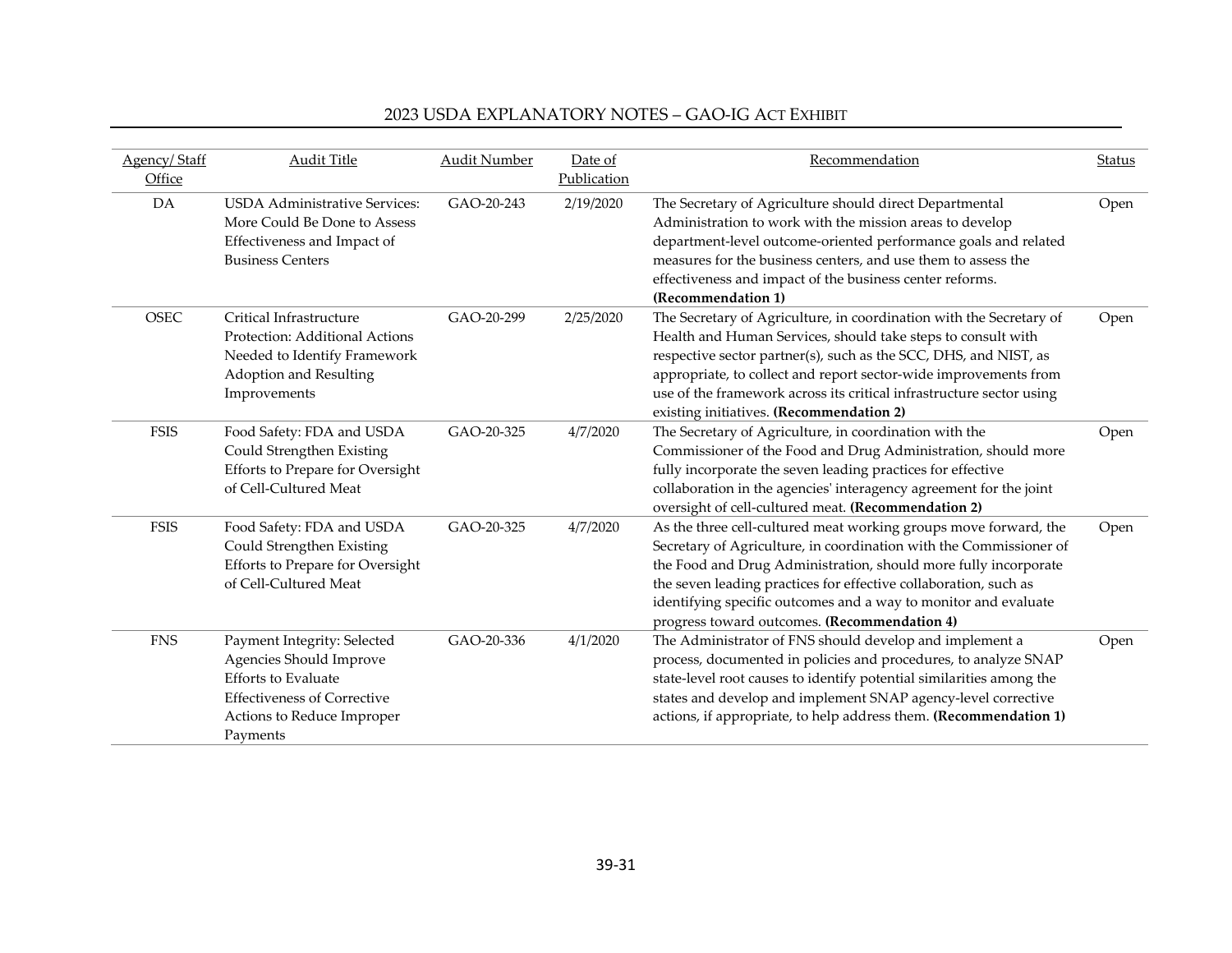| Agency/ Staff Office | Audit Title | Audit Number | Date of Publication | Recommendation | Status |
|---|---|---|---|---|---|
| DA | USDA Administrative Services: More Could Be Done to Assess Effectiveness and Impact of Business Centers | GAO-20-243 | 2/19/2020 | The Secretary of Agriculture should direct Departmental Administration to work with the mission areas to develop department-level outcome-oriented performance goals and related measures for the business centers, and use them to assess the effectiveness and impact of the business center reforms. **(Recommendation 1)** | Open |
| OSEC | Critical Infrastructure Protection: Additional Actions Needed to Identify Framework Adoption and Resulting Improvements | GAO-20-299 | 2/25/2020 | The Secretary of Agriculture, in coordination with the Secretary of Health and Human Services, should take steps to consult with respective sector partner(s), such as the SCC, DHS, and NIST, as appropriate, to collect and report sector-wide improvements from use of the framework across its critical infrastructure sector using existing initiatives. **(Recommendation 2)** | Open |
| FSIS | Food Safety: FDA and USDA Could Strengthen Existing Efforts to Prepare for Oversight of Cell-Cultured Meat | GAO-20-325 | 4/7/2020 | The Secretary of Agriculture, in coordination with the Commissioner of the Food and Drug Administration, should more fully incorporate the seven leading practices for effective collaboration in the agencies' interagency agreement for the joint oversight of cell-cultured meat. **(Recommendation 2)** | Open |
| FSIS | Food Safety: FDA and USDA Could Strengthen Existing Efforts to Prepare for Oversight of Cell-Cultured Meat | GAO-20-325 | 4/7/2020 | As the three cell-cultured meat working groups move forward, the Secretary of Agriculture, in coordination with the Commissioner of the Food and Drug Administration, should more fully incorporate the seven leading practices for effective collaboration, such as identifying specific outcomes and a way to monitor and evaluate progress toward outcomes. **(Recommendation 4)** | Open |
| FNS | Payment Integrity: Selected Agencies Should Improve Efforts to Evaluate Effectiveness of Corrective Actions to Reduce Improper Payments | GAO-20-336 | 4/1/2020 | The Administrator of FNS should develop and implement a process, documented in policies and procedures, to analyze SNAP state-level root causes to identify potential similarities among the states and develop and implement SNAP agency-level corrective actions, if appropriate, to help address them. **(Recommendation 1)** | Open |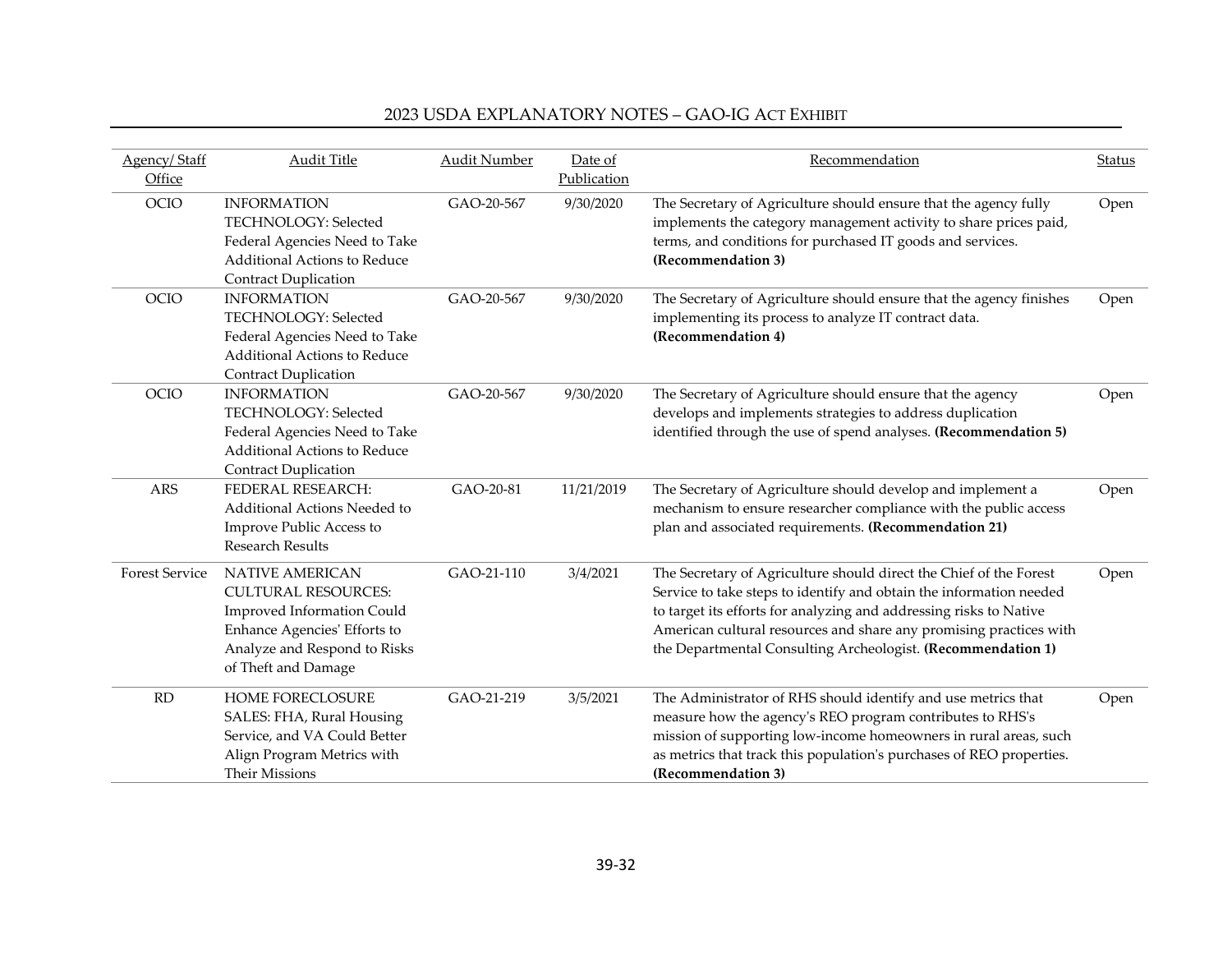| Agency/ Staff Office | Audit Title | Audit Number | Date of Publication | Recommendation | Status |
|---|---|---|---|---|---|
| OCIO | INFORMATION TECHNOLOGY: Selected Federal Agencies Need to Take Additional Actions to Reduce Contract Duplication | GAO-20-567 | 9/30/2020 | The Secretary of Agriculture should ensure that the agency fully implements the category management activity to share prices paid, terms, and conditions for purchased IT goods and services. **(Recommendation 3)** | Open |
| OCIO | INFORMATION TECHNOLOGY: Selected Federal Agencies Need to Take Additional Actions to Reduce Contract Duplication | GAO-20-567 | 9/30/2020 | The Secretary of Agriculture should ensure that the agency finishes implementing its process to analyze IT contract data. **(Recommendation 4)** | Open |
| OCIO | INFORMATION TECHNOLOGY: Selected Federal Agencies Need to Take Additional Actions to Reduce Contract Duplication | GAO-20-567 | 9/30/2020 | The Secretary of Agriculture should ensure that the agency develops and implements strategies to address duplication identified through the use of spend analyses. **(Recommendation 5)** | Open |
| ARS | FEDERAL RESEARCH: Additional Actions Needed to Improve Public Access to Research Results | GAO-20-81 | 11/21/2019 | The Secretary of Agriculture should develop and implement a mechanism to ensure researcher compliance with the public access plan and associated requirements. **(Recommendation 21)** | Open |
| Forest Service | NATIVE AMERICAN CULTURAL RESOURCES: Improved Information Could Enhance Agencies' Efforts to Analyze and Respond to Risks of Theft and Damage | GAO-21-110 | 3/4/2021 | The Secretary of Agriculture should direct the Chief of the Forest Service to take steps to identify and obtain the information needed to target its efforts for analyzing and addressing risks to Native American cultural resources and share any promising practices with the Departmental Consulting Archeologist. **(Recommendation 1)** | Open |
| RD | HOME FORECLOSURE SALES: FHA, Rural Housing Service, and VA Could Better Align Program Metrics with Their Missions | GAO-21-219 | 3/5/2021 | The Administrator of RHS should identify and use metrics that measure how the agency's REO program contributes to RHS's mission of supporting low-income homeowners in rural areas, such as metrics that track this population's purchases of REO properties. **(Recommendation 3)** | Open |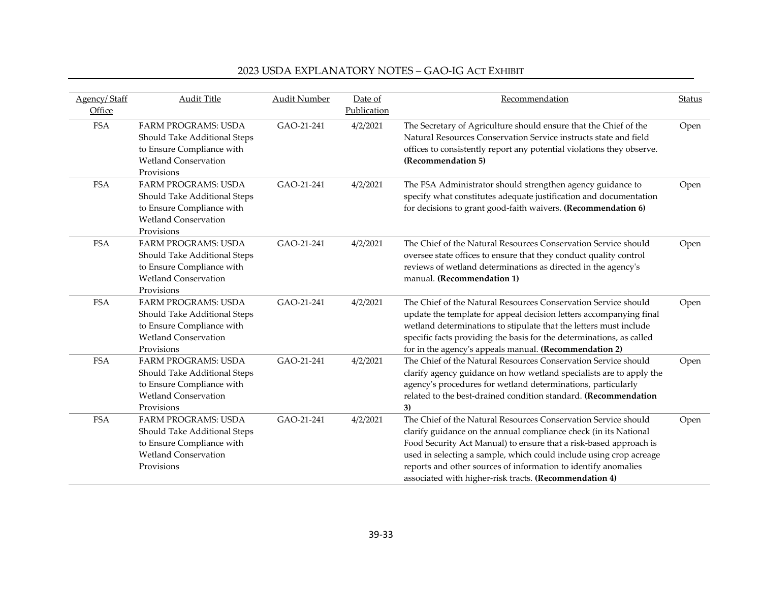| Agency/ Staff Office | Audit Title | Audit Number | Date of Publication | Recommendation | Status |
|---|---|---|---|---|---|
| FSA | FARM PROGRAMS: USDA Should Take Additional Steps to Ensure Compliance with Wetland Conservation Provisions | GAO-21-241 | 4/2/2021 | The Secretary of Agriculture should ensure that the Chief of the Natural Resources Conservation Service instructs state and field offices to consistently report any potential violations they observe. **(Recommendation 5)** | Open |
| FSA | FARM PROGRAMS: USDA Should Take Additional Steps to Ensure Compliance with Wetland Conservation Provisions | GAO-21-241 | 4/2/2021 | The FSA Administrator should strengthen agency guidance to specify what constitutes adequate justification and documentation for decisions to grant good-faith waivers. **(Recommendation 6)** | Open |
| FSA | FARM PROGRAMS: USDA Should Take Additional Steps to Ensure Compliance with Wetland Conservation Provisions | GAO-21-241 | 4/2/2021 | The Chief of the Natural Resources Conservation Service should oversee state offices to ensure that they conduct quality control reviews of wetland determinations as directed in the agency's manual. **(Recommendation 1)** | Open |
| FSA | FARM PROGRAMS: USDA Should Take Additional Steps to Ensure Compliance with Wetland Conservation Provisions | GAO-21-241 | 4/2/2021 | The Chief of the Natural Resources Conservation Service should update the template for appeal decision letters accompanying final wetland determinations to stipulate that the letters must include specific facts providing the basis for the determinations, as called for in the agency's appeals manual. **(Recommendation 2)** | Open |
| FSA | FARM PROGRAMS: USDA Should Take Additional Steps to Ensure Compliance with Wetland Conservation Provisions | GAO-21-241 | 4/2/2021 | The Chief of the Natural Resources Conservation Service should clarify agency guidance on how wetland specialists are to apply the agency's procedures for wetland determinations, particularly related to the best-drained condition standard. **(Recommendation 3)** | Open |
| FSA | FARM PROGRAMS: USDA Should Take Additional Steps to Ensure Compliance with Wetland Conservation Provisions | GAO-21-241 | 4/2/2021 | The Chief of the Natural Resources Conservation Service should clarify guidance on the annual compliance check (in its National Food Security Act Manual) to ensure that a risk-based approach is used in selecting a sample, which could include using crop acreage reports and other sources of information to identify anomalies associated with higher-risk tracts. **(Recommendation 4)** | Open |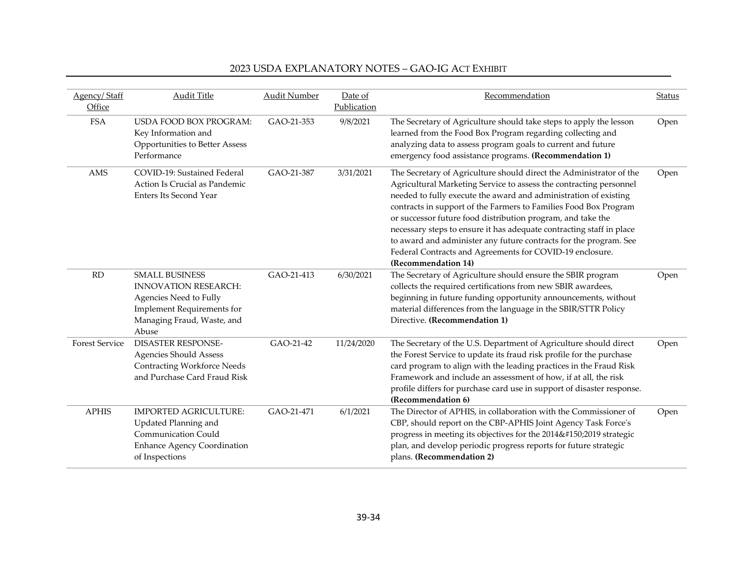| Agency/ Staff Office | Audit Title | Audit Number | Date of Publication | Recommendation | Status |
|---|---|---|---|---|---|
| FSA | USDA FOOD BOX PROGRAM: Key Information and Opportunities to Better Assess Performance | GAO-21-353 | 9/8/2021 | The Secretary of Agriculture should take steps to apply the lesson learned from the Food Box Program regarding collecting and analyzing data to assess program goals to current and future emergency food assistance programs. **(Recommendation 1)** | Open |
| AMS | COVID-19: Sustained Federal Action Is Crucial as Pandemic Enters Its Second Year | GAO-21-387 | 3/31/2021 | The Secretary of Agriculture should direct the Administrator of the Agricultural Marketing Service to assess the contracting personnel needed to fully execute the award and administration of existing contracts in support of the Farmers to Families Food Box Program or successor future food distribution program, and take the necessary steps to ensure it has adequate contracting staff in place to award and administer any future contracts for the program. See Federal Contracts and Agreements for COVID-19 enclosure. **(Recommendation 14)** | Open |
| RD | SMALL BUSINESS INNOVATION RESEARCH: Agencies Need to Fully Implement Requirements for Managing Fraud, Waste, and Abuse | GAO-21-413 | 6/30/2021 | The Secretary of Agriculture should ensure the SBIR program collects the required certifications from new SBIR awardees, beginning in future funding opportunity announcements, without material differences from the language in the SBIR/STTR Policy Directive. **(Recommendation 1)** | Open |
| Forest Service | DISASTER RESPONSE-Agencies Should Assess Contracting Workforce Needs and Purchase Card Fraud Risk | GAO-21-42 | 11/24/2020 | The Secretary of the U.S. Department of Agriculture should direct the Forest Service to update its fraud risk profile for the purchase card program to align with the leading practices in the Fraud Risk Framework and include an assessment of how, if at all, the risk profile differs for purchase card use in support of disaster response. **(Recommendation 6)** | Open |
| APHIS | IMPORTED AGRICULTURE: Updated Planning and Communication Could Enhance Agency Coordination of Inspections | GAO-21-471 | 6/1/2021 | The Director of APHIS, in collaboration with the Commissioner of CBP, should report on the CBP-APHIS Joint Agency Task Force's progress in meeting its objectives for the 2014&#150;2019 strategic plan, and develop periodic progress reports for future strategic plans. **(Recommendation 2)** | Open |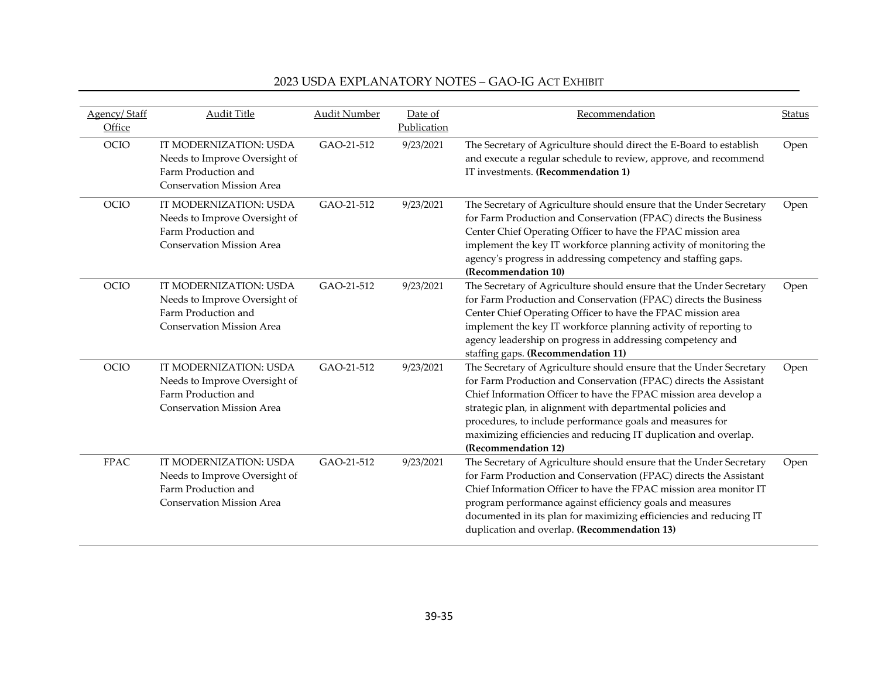| Agency/ Staff Office | Audit Title | Audit Number | Date of Publication | Recommendation | Status |
|---|---|---|---|---|---|
| OCIO | IT MODERNIZATION: USDA Needs to Improve Oversight of Farm Production and Conservation Mission Area | GAO-21-512 | 9/23/2021 | The Secretary of Agriculture should direct the E-Board to establish and execute a regular schedule to review, approve, and recommend IT investments. **(Recommendation 1)** | Open |
| OCIO | IT MODERNIZATION: USDA Needs to Improve Oversight of Farm Production and Conservation Mission Area | GAO-21-512 | 9/23/2021 | The Secretary of Agriculture should ensure that the Under Secretary for Farm Production and Conservation (FPAC) directs the Business Center Chief Operating Officer to have the FPAC mission area implement the key IT workforce planning activity of monitoring the agency's progress in addressing competency and staffing gaps. **(Recommendation 10)** | Open |
| OCIO | IT MODERNIZATION: USDA Needs to Improve Oversight of Farm Production and Conservation Mission Area | GAO-21-512 | 9/23/2021 | The Secretary of Agriculture should ensure that the Under Secretary for Farm Production and Conservation (FPAC) directs the Business Center Chief Operating Officer to have the FPAC mission area implement the key IT workforce planning activity of reporting to agency leadership on progress in addressing competency and staffing gaps. **(Recommendation 11)** | Open |
| OCIO | IT MODERNIZATION: USDA Needs to Improve Oversight of Farm Production and Conservation Mission Area | GAO-21-512 | 9/23/2021 | The Secretary of Agriculture should ensure that the Under Secretary for Farm Production and Conservation (FPAC) directs the Assistant Chief Information Officer to have the FPAC mission area develop a strategic plan, in alignment with departmental policies and procedures, to include performance goals and measures for maximizing efficiencies and reducing IT duplication and overlap. **(Recommendation 12)** | Open |
| FPAC | IT MODERNIZATION: USDA Needs to Improve Oversight of Farm Production and Conservation Mission Area | GAO-21-512 | 9/23/2021 | The Secretary of Agriculture should ensure that the Under Secretary for Farm Production and Conservation (FPAC) directs the Assistant Chief Information Officer to have the FPAC mission area monitor IT program performance against efficiency goals and measures documented in its plan for maximizing efficiencies and reducing IT duplication and overlap. **(Recommendation 13)** | Open |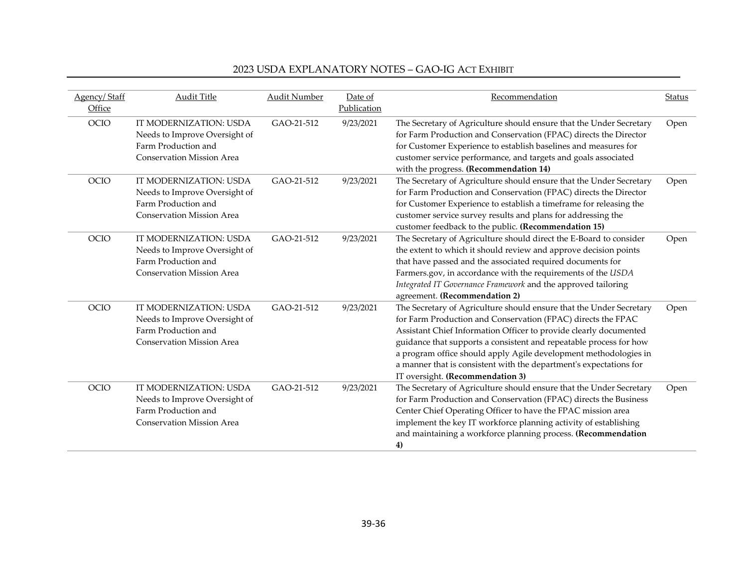| Agency/ Staff Office | Audit Title | Audit Number | Date of Publication | Recommendation | Status |
|---|---|---|---|---|---|
| OCIO | IT MODERNIZATION: USDA Needs to Improve Oversight of Farm Production and Conservation Mission Area | GAO-21-512 | 9/23/2021 | The Secretary of Agriculture should ensure that the Under Secretary for Farm Production and Conservation (FPAC) directs the Director for Customer Experience to establish baselines and measures for customer service performance, and targets and goals associated with the progress. **(Recommendation 14)** | Open |
| OCIO | IT MODERNIZATION: USDA Needs to Improve Oversight of Farm Production and Conservation Mission Area | GAO-21-512 | 9/23/2021 | The Secretary of Agriculture should ensure that the Under Secretary for Farm Production and Conservation (FPAC) directs the Director for Customer Experience to establish a timeframe for releasing the customer service survey results and plans for addressing the customer feedback to the public. **(Recommendation 15)** | Open |
| OCIO | IT MODERNIZATION: USDA Needs to Improve Oversight of Farm Production and Conservation Mission Area | GAO-21-512 | 9/23/2021 | The Secretary of Agriculture should direct the E-Board to consider the extent to which it should review and approve decision points that have passed and the associated required documents for Farmers.gov, in accordance with the requirements of the *USDA Integrated IT Governance Framework* and the approved tailoring agreement. **(Recommendation 2)** | Open |
| OCIO | IT MODERNIZATION: USDA Needs to Improve Oversight of Farm Production and Conservation Mission Area | GAO-21-512 | 9/23/2021 | The Secretary of Agriculture should ensure that the Under Secretary for Farm Production and Conservation (FPAC) directs the FPAC Assistant Chief Information Officer to provide clearly documented guidance that supports a consistent and repeatable process for how a program office should apply Agile development methodologies in a manner that is consistent with the department's expectations for IT oversight. **(Recommendation 3)** | Open |
| OCIO | IT MODERNIZATION: USDA Needs to Improve Oversight of Farm Production and Conservation Mission Area | GAO-21-512 | 9/23/2021 | The Secretary of Agriculture should ensure that the Under Secretary for Farm Production and Conservation (FPAC) directs the Business Center Chief Operating Officer to have the FPAC mission area implement the key IT workforce planning activity of establishing and maintaining a workforce planning process. **(Recommendation 4)** | Open |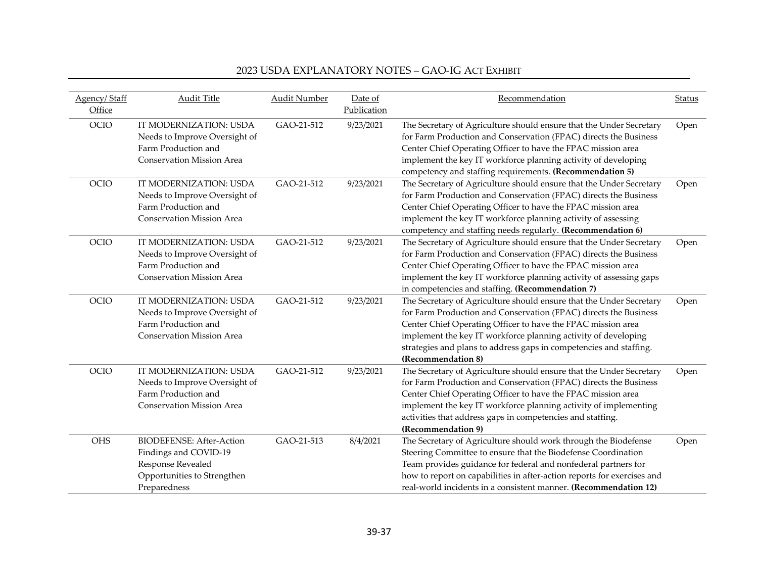| Agency/ Staff Office | Audit Title | Audit Number | Date of Publication | Recommendation | Status |
|---|---|---|---|---|---|
| OCIO | IT MODERNIZATION: USDA Needs to Improve Oversight of Farm Production and Conservation Mission Area | GAO-21-512 | 9/23/2021 | The Secretary of Agriculture should ensure that the Under Secretary for Farm Production and Conservation (FPAC) directs the Business Center Chief Operating Officer to have the FPAC mission area implement the key IT workforce planning activity of developing competency and staffing requirements. **(Recommendation 5)** | Open |
| OCIO | IT MODERNIZATION: USDA Needs to Improve Oversight of Farm Production and Conservation Mission Area | GAO-21-512 | 9/23/2021 | The Secretary of Agriculture should ensure that the Under Secretary for Farm Production and Conservation (FPAC) directs the Business Center Chief Operating Officer to have the FPAC mission area implement the key IT workforce planning activity of assessing competency and staffing needs regularly. **(Recommendation 6)** | Open |
| OCIO | IT MODERNIZATION: USDA Needs to Improve Oversight of Farm Production and Conservation Mission Area | GAO-21-512 | 9/23/2021 | The Secretary of Agriculture should ensure that the Under Secretary for Farm Production and Conservation (FPAC) directs the Business Center Chief Operating Officer to have the FPAC mission area implement the key IT workforce planning activity of assessing gaps in competencies and staffing. **(Recommendation 7)** | Open |
| OCIO | IT MODERNIZATION: USDA Needs to Improve Oversight of Farm Production and Conservation Mission Area | GAO-21-512 | 9/23/2021 | The Secretary of Agriculture should ensure that the Under Secretary for Farm Production and Conservation (FPAC) directs the Business Center Chief Operating Officer to have the FPAC mission area implement the key IT workforce planning activity of developing strategies and plans to address gaps in competencies and staffing. **(Recommendation 8)** | Open |
| OCIO | IT MODERNIZATION: USDA Needs to Improve Oversight of Farm Production and Conservation Mission Area | GAO-21-512 | 9/23/2021 | The Secretary of Agriculture should ensure that the Under Secretary for Farm Production and Conservation (FPAC) directs the Business Center Chief Operating Officer to have the FPAC mission area implement the key IT workforce planning activity of implementing activities that address gaps in competencies and staffing. **(Recommendation 9)** | Open |
| OHS | BIODEFENSE: After-Action Findings and COVID-19 Response Revealed Opportunities to Strengthen Preparedness | GAO-21-513 | 8/4/2021 | The Secretary of Agriculture should work through the Biodefense Steering Committee to ensure that the Biodefense Coordination Team provides guidance for federal and nonfederal partners for how to report on capabilities in after-action reports for exercises and real-world incidents in a consistent manner. **(Recommendation 12)** | Open |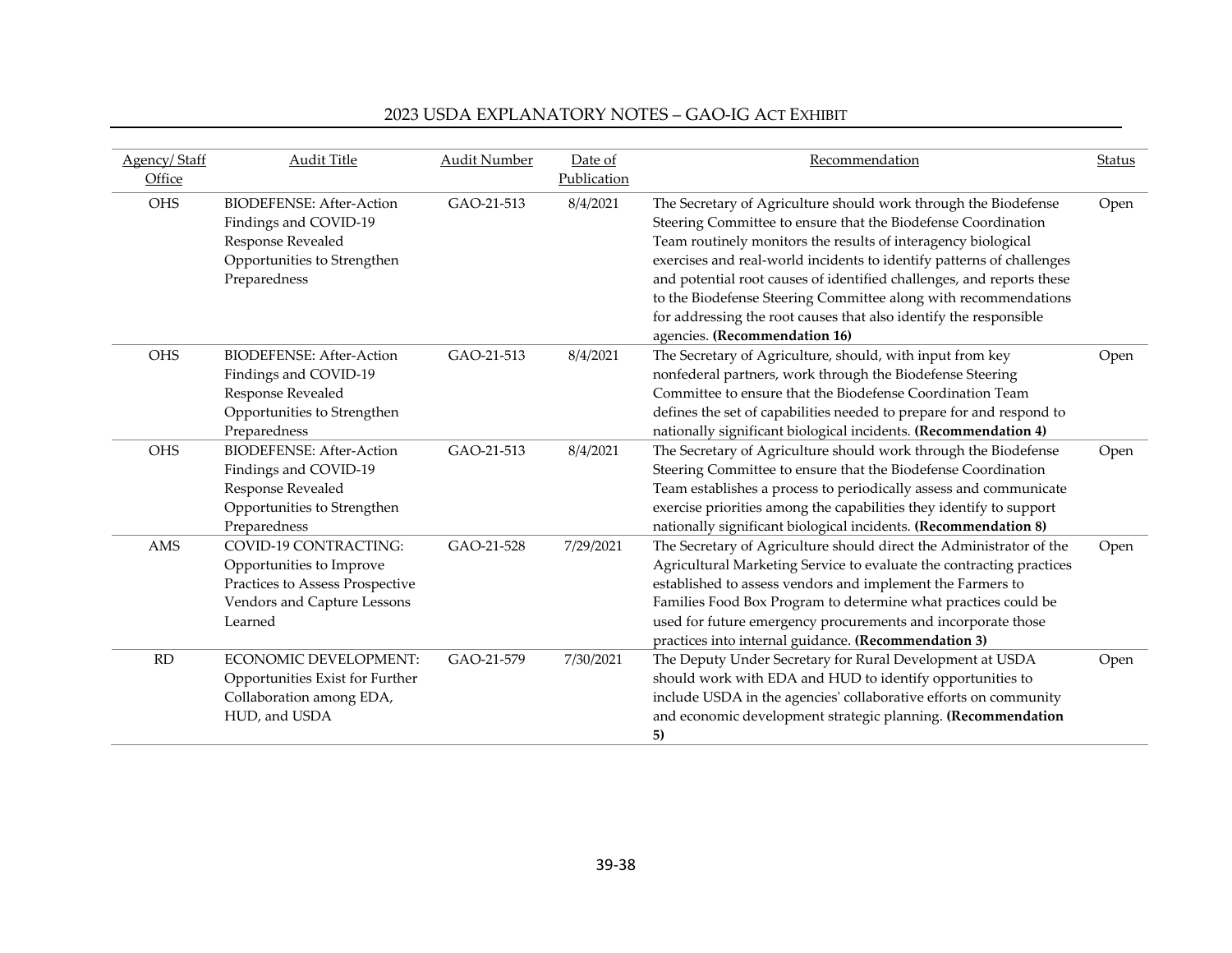| Agency/ Staff Office | Audit Title | Audit Number | Date of Publication | Recommendation | Status |
|---|---|---|---|---|---|
| OHS | BIODEFENSE: After-Action Findings and COVID-19 Response Revealed Opportunities to Strengthen Preparedness | GAO-21-513 | 8/4/2021 | The Secretary of Agriculture should work through the Biodefense Steering Committee to ensure that the Biodefense Coordination Team routinely monitors the results of interagency biological exercises and real-world incidents to identify patterns of challenges and potential root causes of identified challenges, and reports these to the Biodefense Steering Committee along with recommendations for addressing the root causes that also identify the responsible agencies. **(Recommendation 16)** | Open |
| OHS | BIODEFENSE: After-Action Findings and COVID-19 Response Revealed Opportunities to Strengthen Preparedness | GAO-21-513 | 8/4/2021 | The Secretary of Agriculture, should, with input from key nonfederal partners, work through the Biodefense Steering Committee to ensure that the Biodefense Coordination Team defines the set of capabilities needed to prepare for and respond to nationally significant biological incidents. **(Recommendation 4)** | Open |
| OHS | BIODEFENSE: After-Action Findings and COVID-19 Response Revealed Opportunities to Strengthen Preparedness | GAO-21-513 | 8/4/2021 | The Secretary of Agriculture should work through the Biodefense Steering Committee to ensure that the Biodefense Coordination Team establishes a process to periodically assess and communicate exercise priorities among the capabilities they identify to support nationally significant biological incidents. **(Recommendation 8)** | Open |
| AMS | COVID-19 CONTRACTING: Opportunities to Improve Practices to Assess Prospective Vendors and Capture Lessons Learned | GAO-21-528 | 7/29/2021 | The Secretary of Agriculture should direct the Administrator of the Agricultural Marketing Service to evaluate the contracting practices established to assess vendors and implement the Farmers to Families Food Box Program to determine what practices could be used for future emergency procurements and incorporate those practices into internal guidance. **(Recommendation 3)** | Open |
| RD | ECONOMIC DEVELOPMENT: Opportunities Exist for Further Collaboration among EDA, HUD, and USDA | GAO-21-579 | 7/30/2021 | The Deputy Under Secretary for Rural Development at USDA should work with EDA and HUD to identify opportunities to include USDA in the agencies' collaborative efforts on community and economic development strategic planning. **(Recommendation 5)** | Open |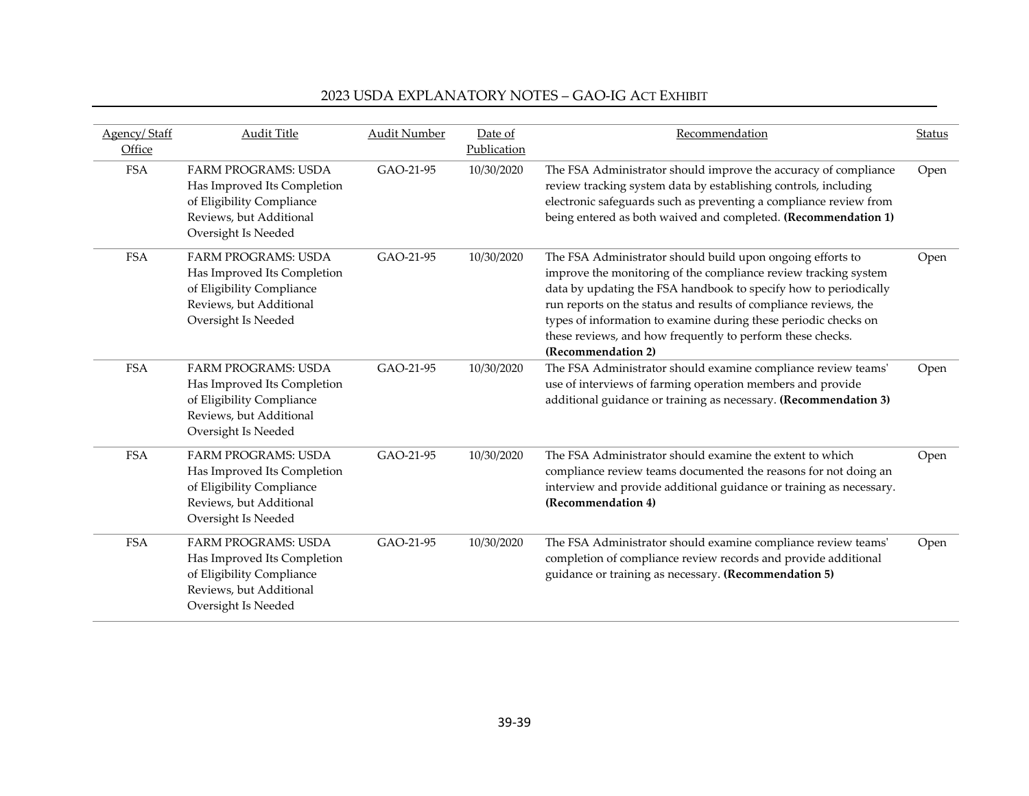| Agency/ Staff Office | Audit Title | Audit Number | Date of Publication | Recommendation | Status |
|---|---|---|---|---|---|
| FSA | FARM PROGRAMS: USDA Has Improved Its Completion of Eligibility Compliance Reviews, but Additional Oversight Is Needed | GAO-21-95 | 10/30/2020 | The FSA Administrator should improve the accuracy of compliance review tracking system data by establishing controls, including electronic safeguards such as preventing a compliance review from being entered as both waived and completed. **(Recommendation 1)** | Open |
| FSA | FARM PROGRAMS: USDA Has Improved Its Completion of Eligibility Compliance Reviews, but Additional Oversight Is Needed | GAO-21-95 | 10/30/2020 | The FSA Administrator should build upon ongoing efforts to improve the monitoring of the compliance review tracking system data by updating the FSA handbook to specify how to periodically run reports on the status and results of compliance reviews, the types of information to examine during these periodic checks on these reviews, and how frequently to perform these checks. **(Recommendation 2)** | Open |
| FSA | FARM PROGRAMS: USDA Has Improved Its Completion of Eligibility Compliance Reviews, but Additional Oversight Is Needed | GAO-21-95 | 10/30/2020 | The FSA Administrator should examine compliance review teams' use of interviews of farming operation members and provide additional guidance or training as necessary. **(Recommendation 3)** | Open |
| FSA | FARM PROGRAMS: USDA Has Improved Its Completion of Eligibility Compliance Reviews, but Additional Oversight Is Needed | GAO-21-95 | 10/30/2020 | The FSA Administrator should examine the extent to which compliance review teams documented the reasons for not doing an interview and provide additional guidance or training as necessary. **(Recommendation 4)** | Open |
| FSA | FARM PROGRAMS: USDA Has Improved Its Completion of Eligibility Compliance Reviews, but Additional Oversight Is Needed | GAO-21-95 | 10/30/2020 | The FSA Administrator should examine compliance review teams' completion of compliance review records and provide additional guidance or training as necessary. **(Recommendation 5)** | Open |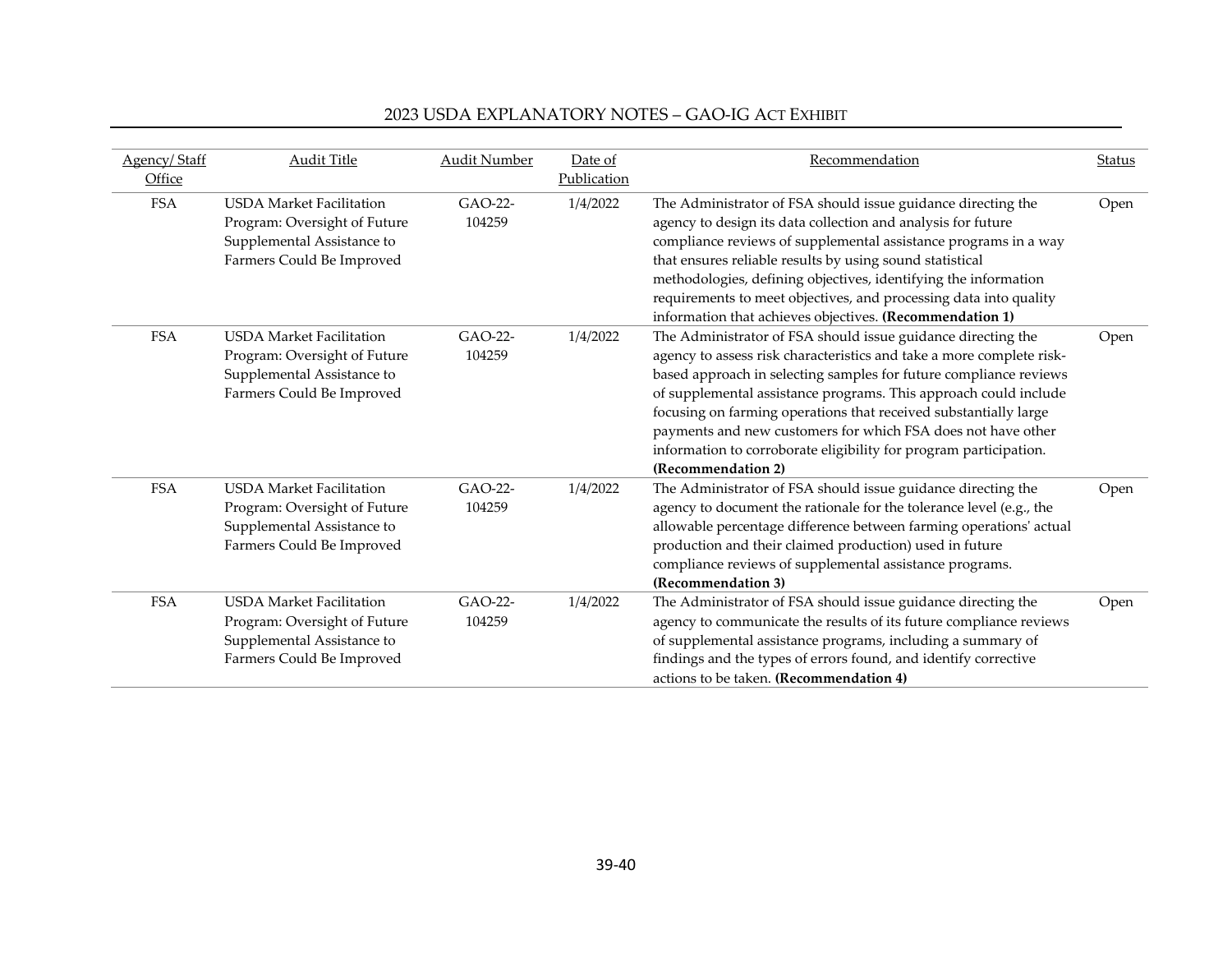| Agency/ Staff Office | Audit Title | Audit Number | Date of Publication | Recommendation | Status |
|---|---|---|---|---|---|
| FSA | USDA Market Facilitation Program: Oversight of Future Supplemental Assistance to Farmers Could Be Improved | GAO-22-104259 | 1/4/2022 | The Administrator of FSA should issue guidance directing the agency to design its data collection and analysis for future compliance reviews of supplemental assistance programs in a way that ensures reliable results by using sound statistical methodologies, defining objectives, identifying the information requirements to meet objectives, and processing data into quality information that achieves objectives. **(Recommendation 1)** | Open |
| FSA | USDA Market Facilitation Program: Oversight of Future Supplemental Assistance to Farmers Could Be Improved | GAO-22-104259 | 1/4/2022 | The Administrator of FSA should issue guidance directing the agency to assess risk characteristics and take a more complete risk-based approach in selecting samples for future compliance reviews of supplemental assistance programs. This approach could include focusing on farming operations that received substantially large payments and new customers for which FSA does not have other information to corroborate eligibility for program participation. **(Recommendation 2)** | Open |
| FSA | USDA Market Facilitation Program: Oversight of Future Supplemental Assistance to Farmers Could Be Improved | GAO-22-104259 | 1/4/2022 | The Administrator of FSA should issue guidance directing the agency to document the rationale for the tolerance level (e.g., the allowable percentage difference between farming operations' actual production and their claimed production) used in future compliance reviews of supplemental assistance programs. **(Recommendation 3)** | Open |
| FSA | USDA Market Facilitation Program: Oversight of Future Supplemental Assistance to Farmers Could Be Improved | GAO-22-104259 | 1/4/2022 | The Administrator of FSA should issue guidance directing the agency to communicate the results of its future compliance reviews of supplemental assistance programs, including a summary of findings and the types of errors found, and identify corrective actions to be taken. **(Recommendation 4)** | Open |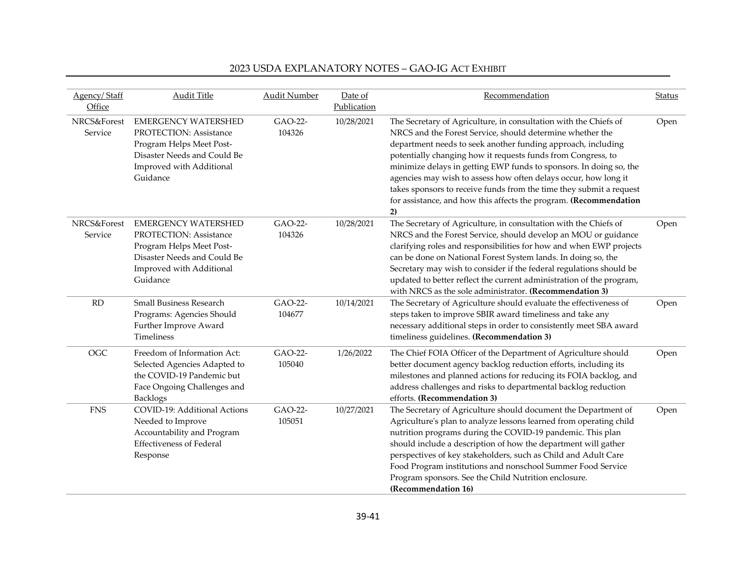| Agency/ Staff Office | Audit Title | Audit Number | Date of Publication | Recommendation | Status |
|---|---|---|---|---|---|
| NRCS&Forest Service | EMERGENCY WATERSHED PROTECTION: Assistance Program Helps Meet Post-Disaster Needs and Could Be Improved with Additional Guidance | GAO-22-104326 | 10/28/2021 | The Secretary of Agriculture, in consultation with the Chiefs of NRCS and the Forest Service, should determine whether the department needs to seek another funding approach, including potentially changing how it requests funds from Congress, to minimize delays in getting EWP funds to sponsors. In doing so, the agencies may wish to assess how often delays occur, how long it takes sponsors to receive funds from the time they submit a request for assistance, and how this affects the program. **(Recommendation 2)** | Open |
| NRCS&Forest Service | EMERGENCY WATERSHED PROTECTION: Assistance Program Helps Meet Post-Disaster Needs and Could Be Improved with Additional Guidance | GAO-22-104326 | 10/28/2021 | The Secretary of Agriculture, in consultation with the Chiefs of NRCS and the Forest Service, should develop an MOU or guidance clarifying roles and responsibilities for how and when EWP projects can be done on National Forest System lands. In doing so, the Secretary may wish to consider if the federal regulations should be updated to better reflect the current administration of the program, with NRCS as the sole administrator. **(Recommendation 3)** | Open |
| RD | Small Business Research Programs: Agencies Should Further Improve Award Timeliness | GAO-22-104677 | 10/14/2021 | The Secretary of Agriculture should evaluate the effectiveness of steps taken to improve SBIR award timeliness and take any necessary additional steps in order to consistently meet SBA award timeliness guidelines. **(Recommendation 3)** | Open |
| OGC | Freedom of Information Act: Selected Agencies Adapted to the COVID-19 Pandemic but Face Ongoing Challenges and Backlogs | GAO-22-105040 | 1/26/2022 | The Chief FOIA Officer of the Department of Agriculture should better document agency backlog reduction efforts, including its milestones and planned actions for reducing its FOIA backlog, and address challenges and risks to departmental backlog reduction efforts. **(Recommendation 3)** | Open |
| FNS | COVID-19: Additional Actions Needed to Improve Accountability and Program Effectiveness of Federal Response | GAO-22-105051 | 10/27/2021 | The Secretary of Agriculture should document the Department of Agriculture's plan to analyze lessons learned from operating child nutrition programs during the COVID-19 pandemic. This plan should include a description of how the department will gather perspectives of key stakeholders, such as Child and Adult Care Food Program institutions and nonschool Summer Food Service Program sponsors. See the Child Nutrition enclosure. **(Recommendation 16)** | Open |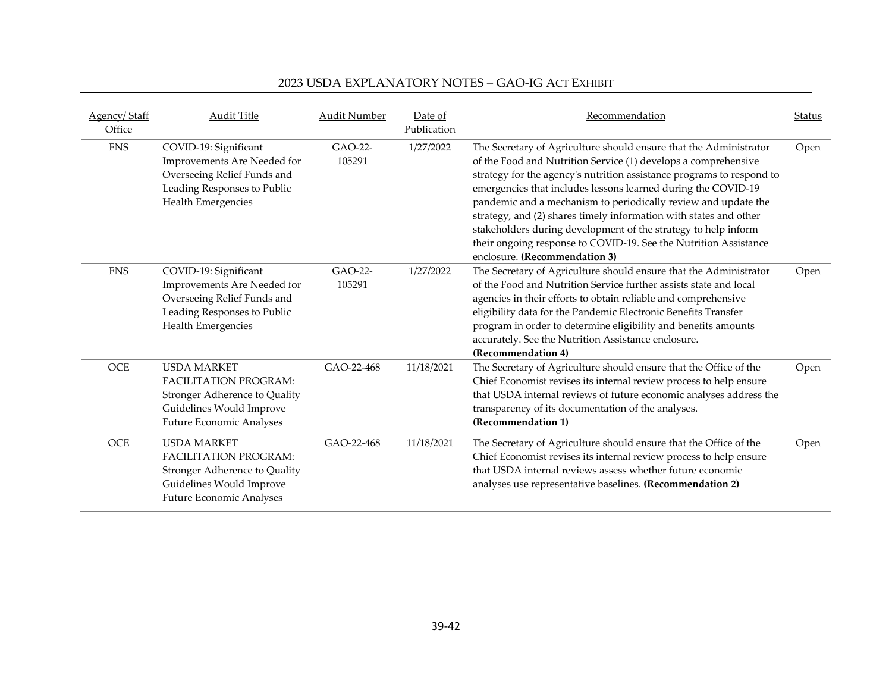| Agency/ Staff Office | Audit Title | Audit Number | Date of Publication | Recommendation | Status |
|---|---|---|---|---|---|
| FNS | COVID-19: Significant Improvements Are Needed for Overseeing Relief Funds and Leading Responses to Public Health Emergencies | GAO-22-105291 | 1/27/2022 | The Secretary of Agriculture should ensure that the Administrator of the Food and Nutrition Service (1) develops a comprehensive strategy for the agency's nutrition assistance programs to respond to emergencies that includes lessons learned during the COVID-19 pandemic and a mechanism to periodically review and update the strategy, and (2) shares timely information with states and other stakeholders during development of the strategy to help inform their ongoing response to COVID-19. See the Nutrition Assistance enclosure. **(Recommendation 3)** | Open |
| FNS | COVID-19: Significant Improvements Are Needed for Overseeing Relief Funds and Leading Responses to Public Health Emergencies | GAO-22-105291 | 1/27/2022 | The Secretary of Agriculture should ensure that the Administrator of the Food and Nutrition Service further assists state and local agencies in their efforts to obtain reliable and comprehensive eligibility data for the Pandemic Electronic Benefits Transfer program in order to determine eligibility and benefits amounts accurately. See the Nutrition Assistance enclosure. **(Recommendation 4)** | Open |
| OCE | USDA MARKET FACILITATION PROGRAM: Stronger Adherence to Quality Guidelines Would Improve Future Economic Analyses | GAO-22-468 | 11/18/2021 | The Secretary of Agriculture should ensure that the Office of the Chief Economist revises its internal review process to help ensure that USDA internal reviews of future economic analyses address the transparency of its documentation of the analyses. **(Recommendation 1)** | Open |
| OCE | USDA MARKET FACILITATION PROGRAM: Stronger Adherence to Quality Guidelines Would Improve Future Economic Analyses | GAO-22-468 | 11/18/2021 | The Secretary of Agriculture should ensure that the Office of the Chief Economist revises its internal review process to help ensure that USDA internal reviews assess whether future economic analyses use representative baselines. **(Recommendation 2)** | Open |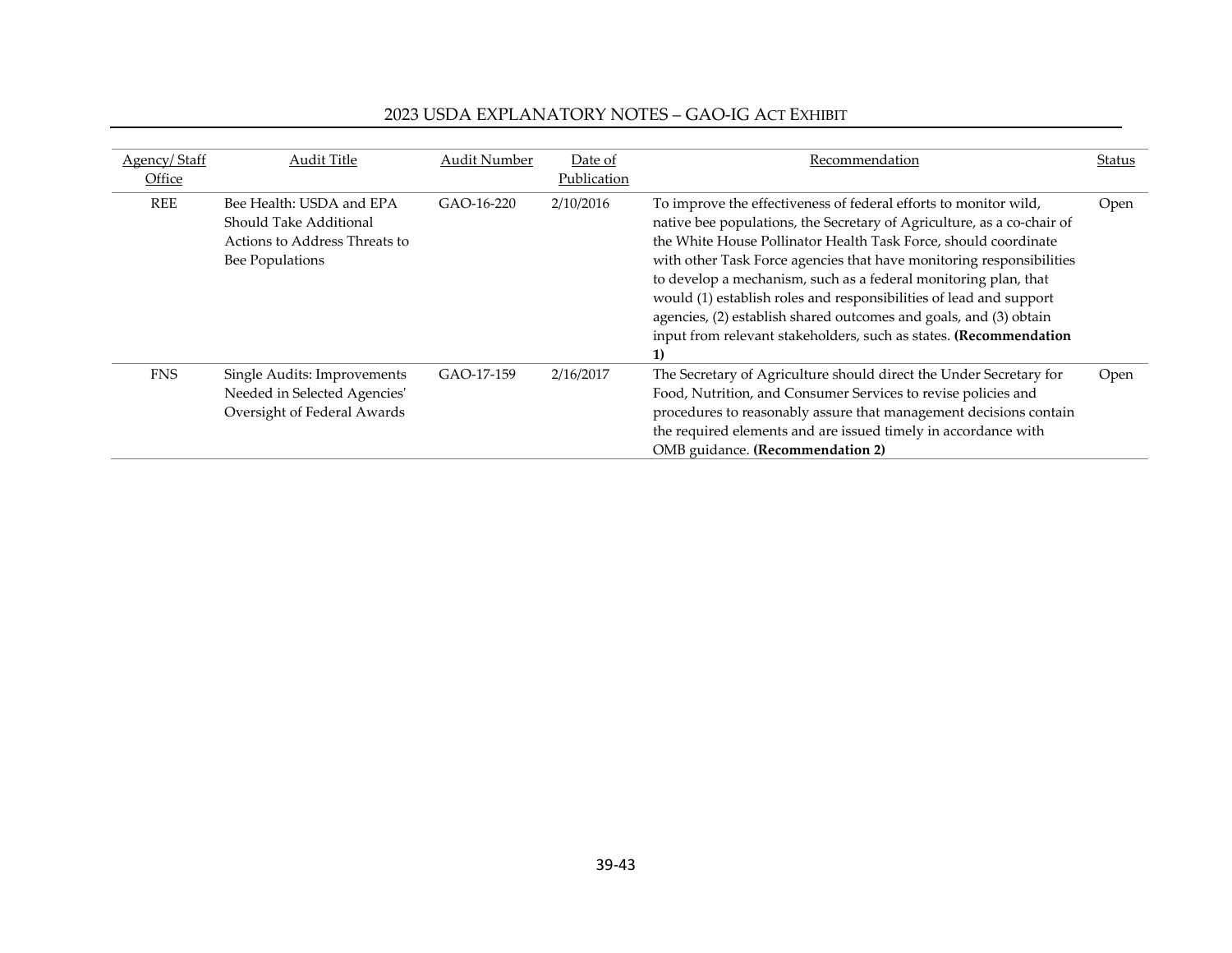| Agency/ Staff Office | Audit Title | Audit Number | Date of Publication | Recommendation | Status |
| --- | --- | --- | --- | --- | --- |
| REE | Bee Health: USDA and EPA Should Take Additional Actions to Address Threats to Bee Populations | GAO-16-220 | 2/10/2016 | To improve the effectiveness of federal efforts to monitor wild, native bee populations, the Secretary of Agriculture, as a co-chair of the White House Pollinator Health Task Force, should coordinate with other Task Force agencies that have monitoring responsibilities to develop a mechanism, such as a federal monitoring plan, that would (1) establish roles and responsibilities of lead and support agencies, (2) establish shared outcomes and goals, and (3) obtain input from relevant stakeholders, such as states. **(Recommendation 1)** | Open |
| FNS | Single Audits: Improvements Needed in Selected Agencies' Oversight of Federal Awards | GAO-17-159 | 2/16/2017 | The Secretary of Agriculture should direct the Under Secretary for Food, Nutrition, and Consumer Services to revise policies and procedures to reasonably assure that management decisions contain the required elements and are issued timely in accordance with OMB guidance. **(Recommendation 2)** | Open |